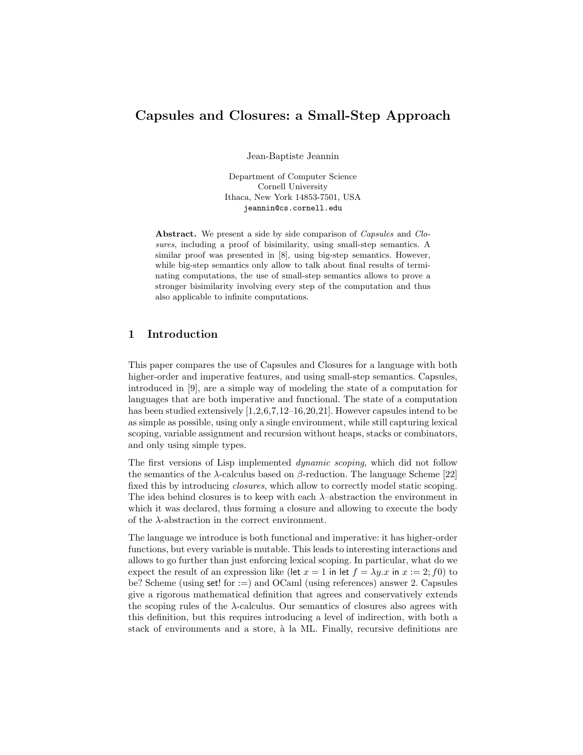# Capsules and Closures: a Small-Step Approach

Jean-Baptiste Jeannin

Department of Computer Science
Cornell University
Ithaca, New York 14853-7501, USA
jeannin@cs.cornell.edu

**Abstract.** We present a side by side comparison of *Capsules* and *Closures*, including a proof of bisimilarity, using small-step semantics. A similar proof was presented in [8], using big-step semantics. However, while big-step semantics only allow to talk about final results of terminating computations, the use of small-step semantics allows to prove a stronger bisimilarity involving every step of the computation and thus also applicable to infinite computations.

## 1 Introduction

This paper compares the use of Capsules and Closures for a language with both higher-order and imperative features, and using small-step semantics. Capsules, introduced in [9], are a simple way of modeling the state of a computation for languages that are both imperative and functional. The state of a computation has been studied extensively [1,2,6,7,12–16,20,21]. However capsules intend to be as simple as possible, using only a single environment, while still capturing lexical scoping, variable assignment and recursion without heaps, stacks or combinators, and only using simple types.

The first versions of Lisp implemented *dynamic scoping*, which did not follow the semantics of the $\lambda$-calculus based on $\beta$-reduction. The language Scheme [22] fixed this by introducing *closures*, which allow to correctly model static scoping. The idea behind closures is to keep with each $\lambda$–abstraction the environment in which it was declared, thus forming a closure and allowing to execute the body of the $\lambda$-abstraction in the correct environment.

The language we introduce is both functional and imperative: it has higher-order functions, but every variable is mutable. This leads to interesting interactions and allows to go further than just enforcing lexical scoping. In particular, what do we expect the result of an expression like ($\mathsf{let}\ x = 1\ \mathsf{in}\ \mathsf{let}\ f = \lambda y.x\ \mathsf{in}\ x := 2; f0$) to be? Scheme (using set! for :=) and OCaml (using references) answer 2. Capsules give a rigorous mathematical definition that agrees and conservatively extends the scoping rules of the $\lambda$-calculus. Our semantics of closures also agrees with this definition, but this requires introducing a level of indirection, with both a stack of environments and a store, à la ML. Finally, recursive definitions are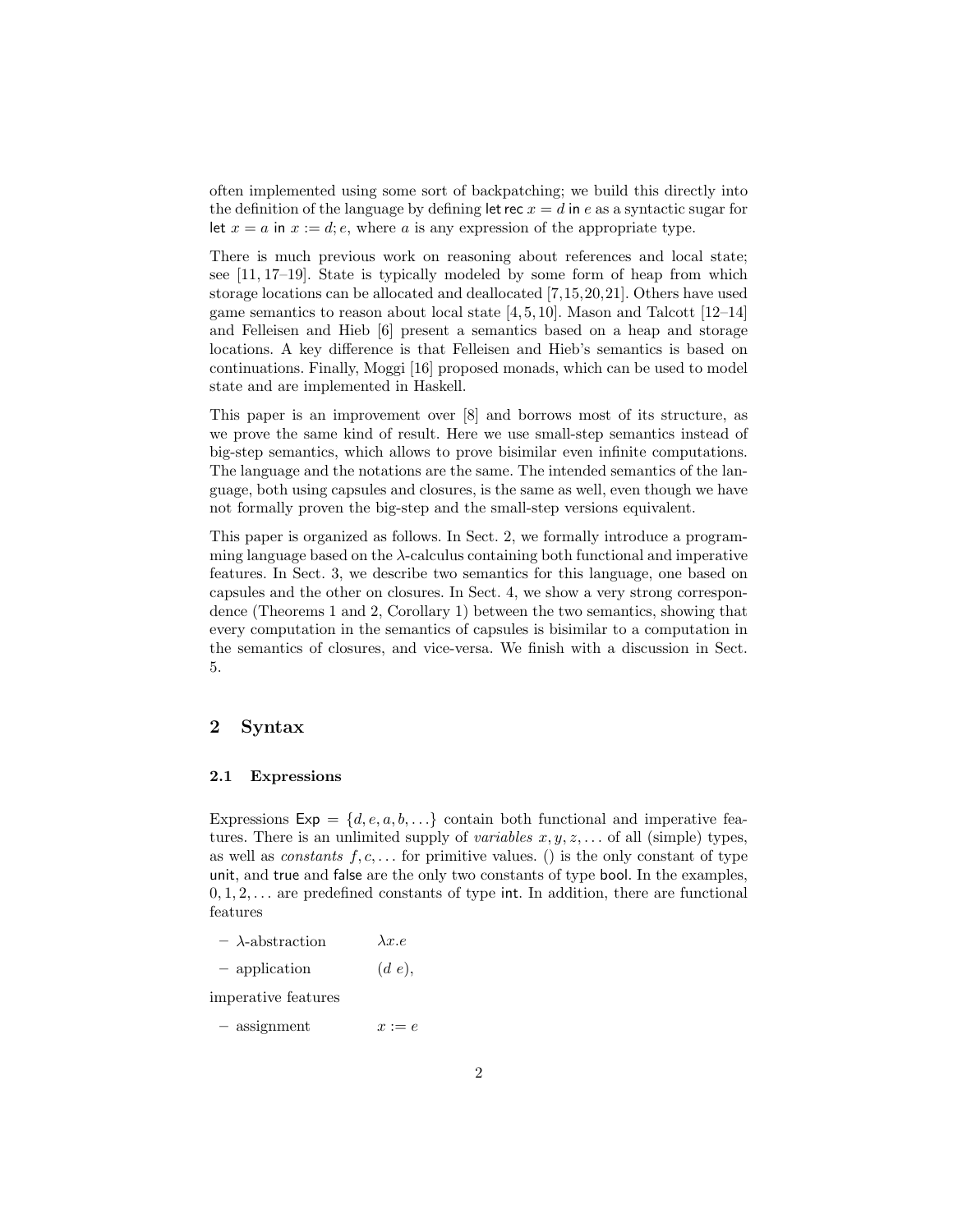often implemented using some sort of backpatching; we build this directly into the definition of the language by defining $\mathsf{let\ rec}\ x = d\ \mathsf{in}\ e$ as a syntactic sugar for $\mathsf{let}\ x = a\ \mathsf{in}\ x := d; e$, where $a$ is any expression of the appropriate type.

There is much previous work on reasoning about references and local state; see [11, 17–19]. State is typically modeled by some form of heap from which storage locations can be allocated and deallocated [7,15,20,21]. Others have used game semantics to reason about local state [4, 5, 10]. Mason and Talcott [12–14] and Felleisen and Hieb [6] present a semantics based on a heap and storage locations. A key difference is that Felleisen and Hieb's semantics is based on continuations. Finally, Moggi [16] proposed monads, which can be used to model state and are implemented in Haskell.

This paper is an improvement over [8] and borrows most of its structure, as we prove the same kind of result. Here we use small-step semantics instead of big-step semantics, which allows to prove bisimilar even infinite computations. The language and the notations are the same. The intended semantics of the language, both using capsules and closures, is the same as well, even though we have not formally proven the big-step and the small-step versions equivalent.

This paper is organized as follows. In Sect. 2, we formally introduce a programming language based on the $\lambda$-calculus containing both functional and imperative features. In Sect. 3, we describe two semantics for this language, one based on capsules and the other on closures. In Sect. 4, we show a very strong correspondence (Theorems 1 and 2, Corollary 1) between the two semantics, showing that every computation in the semantics of capsules is bisimilar to a computation in the semantics of closures, and vice-versa. We finish with a discussion in Sect. 5.

## 2 Syntax

### 2.1 Expressions

Expressions $\mathsf{Exp} = \{d, e, a, b, \ldots\}$ contain both functional and imperative features. There is an unlimited supply of *variables* $x, y, z, \ldots$ of all (simple) types, as well as *constants* $f, c, \ldots$ for primitive values. $()$ is the only constant of type $\mathsf{unit}$, and $\mathsf{true}$ and $\mathsf{false}$ are the only two constants of type $\mathsf{bool}$. In the examples, $0, 1, 2, \ldots$ are predefined constants of type $\mathsf{int}$. In addition, there are functional features

- $\lambda$-abstraction $\quad \lambda x.e$
- application $\quad (d\ e)$,

imperative features

- assignment $\quad x := e$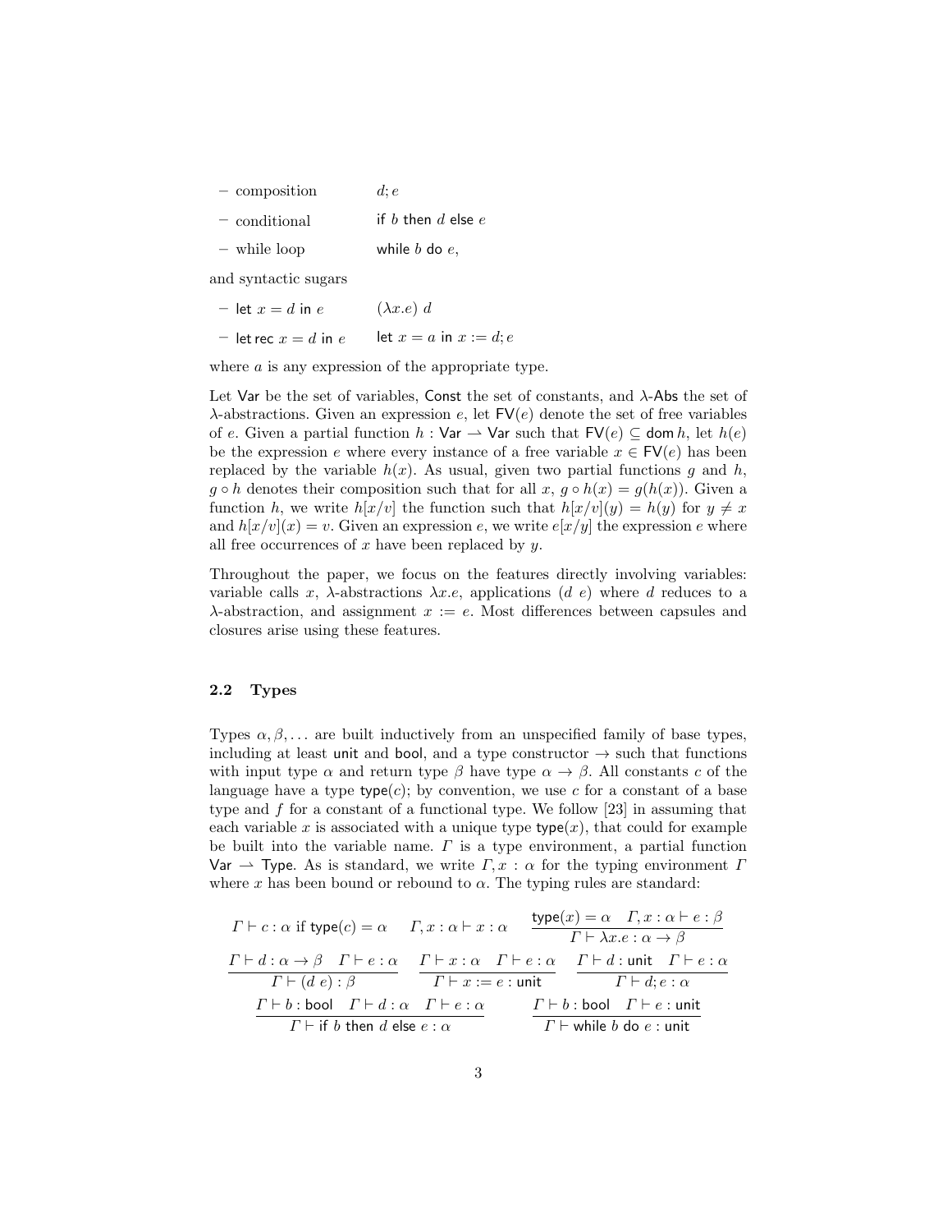- composition $d; e$
- conditional $\mathsf{if}\ b\ \mathsf{then}\ d\ \mathsf{else}\ e$
- while loop $\mathsf{while}\ b\ \mathsf{do}\ e$,

and syntactic sugars

- $\mathsf{let}\ x = d\ \mathsf{in}\ e$ $(\lambda x.e)\ d$
- $\mathsf{let\,rec}\ x = d\ \mathsf{in}\ e$ $\mathsf{let}\ x = a\ \mathsf{in}\ x := d; e$

where $a$ is any expression of the appropriate type.

Let $\mathsf{Var}$ be the set of variables, $\mathsf{Const}$ the set of constants, and $\lambda$-$\mathsf{Abs}$ the set of $\lambda$-abstractions. Given an expression $e$, let $\mathsf{FV}(e)$ denote the set of free variables of $e$. Given a partial function $h : \mathsf{Var} \rightharpoonup \mathsf{Var}$ such that $\mathsf{FV}(e) \subseteq \mathsf{dom}\, h$, let $h(e)$ be the expression $e$ where every instance of a free variable $x \in \mathsf{FV}(e)$ has been replaced by the variable $h(x)$. As usual, given two partial functions $g$ and $h$, $g \circ h$ denotes their composition such that for all $x$, $g \circ h(x) = g(h(x))$. Given a function $h$, we write $h[x/v]$ the function such that $h[x/v](y) = h(y)$ for $y \neq x$ and $h[x/v](x) = v$. Given an expression $e$, we write $e[x/y]$ the expression $e$ where all free occurrences of $x$ have been replaced by $y$.

Throughout the paper, we focus on the features directly involving variables: variable calls $x$, $\lambda$-abstractions $\lambda x.e$, applications $(d\ e)$ where $d$ reduces to a $\lambda$-abstraction, and assignment $x := e$. Most differences between capsules and closures arise using these features.

## 2.2 Types

Types $\alpha, \beta, \ldots$ are built inductively from an unspecified family of base types, including at least $\mathsf{unit}$ and $\mathsf{bool}$, and a type constructor $\rightarrow$ such that functions with input type $\alpha$ and return type $\beta$ have type $\alpha \rightarrow \beta$. All constants $c$ of the language have a type $\mathsf{type}(c)$; by convention, we use $c$ for a constant of a base type and $f$ for a constant of a functional type. We follow [23] in assuming that each variable $x$ is associated with a unique type $\mathsf{type}(x)$, that could for example be built into the variable name. $\Gamma$ is a type environment, a partial function $\mathsf{Var} \rightharpoonup \mathsf{Type}$. As is standard, we write $\Gamma, x : \alpha$ for the typing environment $\Gamma$ where $x$ has been bound or rebound to $\alpha$. The typing rules are standard:

$$\Gamma \vdash c : \alpha \text{ if } \mathsf{type}(c) = \alpha \qquad \Gamma, x : \alpha \vdash x : \alpha \qquad \frac{\mathsf{type}(x) = \alpha \quad \Gamma, x : \alpha \vdash e : \beta}{\Gamma \vdash \lambda x.e : \alpha \rightarrow \beta}$$

$$\frac{\Gamma \vdash d : \alpha \rightarrow \beta \quad \Gamma \vdash e : \alpha}{\Gamma \vdash (d\ e) : \beta} \qquad \frac{\Gamma \vdash x : \alpha \quad \Gamma \vdash e : \alpha}{\Gamma \vdash x := e : \mathsf{unit}} \qquad \frac{\Gamma \vdash d : \mathsf{unit} \quad \Gamma \vdash e : \alpha}{\Gamma \vdash d; e : \alpha}$$

$$\frac{\Gamma \vdash b : \mathsf{bool} \quad \Gamma \vdash d : \alpha \quad \Gamma \vdash e : \alpha}{\Gamma \vdash \mathsf{if}\ b\ \mathsf{then}\ d\ \mathsf{else}\ e : \alpha} \qquad \frac{\Gamma \vdash b : \mathsf{bool} \quad \Gamma \vdash e : \mathsf{unit}}{\Gamma \vdash \mathsf{while}\ b\ \mathsf{do}\ e : \mathsf{unit}}$$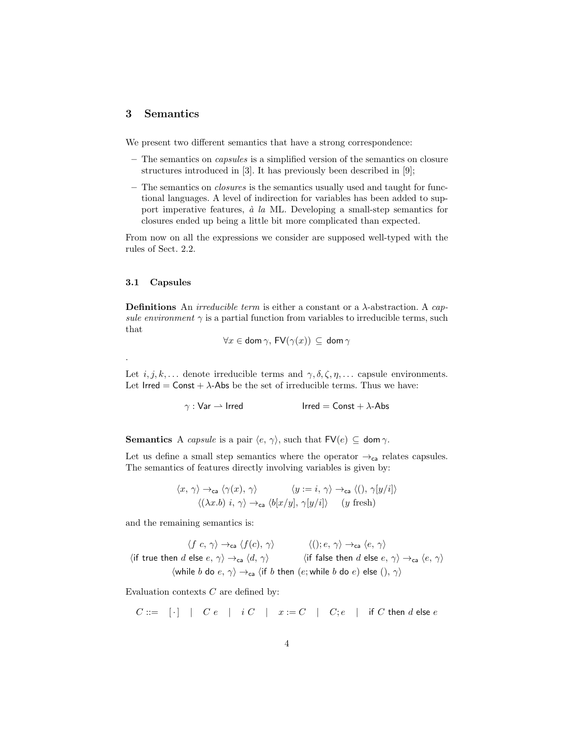## 3 Semantics

We present two different semantics that have a strong correspondence:

- The semantics on *capsules* is a simplified version of the semantics on closure structures introduced in [3]. It has previously been described in [9];
- The semantics on *closures* is the semantics usually used and taught for functional languages. A level of indirection for variables has been added to support imperative features, *à la* ML. Developing a small-step semantics for closures ended up being a little bit more complicated than expected.

From now on all the expressions we consider are supposed well-typed with the rules of Sect. 2.2.

### 3.1 Capsules

**Definitions** An *irreducible term* is either a constant or a $\lambda$-abstraction. A *capsule environment* $\gamma$ is a partial function from variables to irreducible terms, such that

$$\forall x \in \mathsf{dom}\,\gamma,\ \mathsf{FV}(\gamma(x)) \subseteq \mathsf{dom}\,\gamma$$

.

Let $i, j, k, \ldots$ denote irreducible terms and $\gamma, \delta, \zeta, \eta, \ldots$ capsule environments. Let $\mathsf{Irred} = \mathsf{Const} + \lambda\text{-}\mathsf{Abs}$ be the set of irreducible terms. Thus we have:

$$\gamma : \mathsf{Var} \rightharpoonup \mathsf{Irred} \qquad\qquad \mathsf{Irred} = \mathsf{Const} + \lambda\text{-}\mathsf{Abs}$$

**Semantics** A *capsule* is a pair $\langle e,\, \gamma\rangle$, such that $\mathsf{FV}(e) \subseteq \mathsf{dom}\,\gamma$.

Let us define a small step semantics where the operator $\rightarrow_{\mathsf{ca}}$ relates capsules. The semantics of features directly involving variables is given by:

$$\langle x,\, \gamma\rangle \rightarrow_{\mathsf{ca}} \langle \gamma(x),\, \gamma\rangle \qquad\qquad \langle y := i,\, \gamma\rangle \rightarrow_{\mathsf{ca}} \langle (),\, \gamma[y/i]\rangle$$

$$\langle (\lambda x.b)\ i,\, \gamma\rangle \rightarrow_{\mathsf{ca}} \langle b[x/y],\, \gamma[y/i]\rangle \qquad (y \text{ fresh})$$

and the remaining semantics is:

$$\langle f\ c,\, \gamma\rangle \rightarrow_{\mathsf{ca}} \langle f(c),\, \gamma\rangle \qquad\qquad \langle ();e,\, \gamma\rangle \rightarrow_{\mathsf{ca}} \langle e,\, \gamma\rangle$$

$$\langle \mathsf{if\ true\ then}\ d\ \mathsf{else}\ e,\, \gamma\rangle \rightarrow_{\mathsf{ca}} \langle d,\, \gamma\rangle \qquad\qquad \langle \mathsf{if\ false\ then}\ d\ \mathsf{else}\ e,\, \gamma\rangle \rightarrow_{\mathsf{ca}} \langle e,\, \gamma\rangle$$

$$\langle \mathsf{while}\ b\ \mathsf{do}\ e,\, \gamma\rangle \rightarrow_{\mathsf{ca}} \langle \mathsf{if}\ b\ \mathsf{then}\ (e; \mathsf{while}\ b\ \mathsf{do}\ e)\ \mathsf{else}\ (),\, \gamma\rangle$$

Evaluation contexts $C$ are defined by:

$$C ::= \quad [\,\cdot\,] \quad | \quad C\ e \quad | \quad i\ C \quad | \quad x := C \quad | \quad C; e \quad | \quad \mathsf{if}\ C\ \mathsf{then}\ d\ \mathsf{else}\ e$$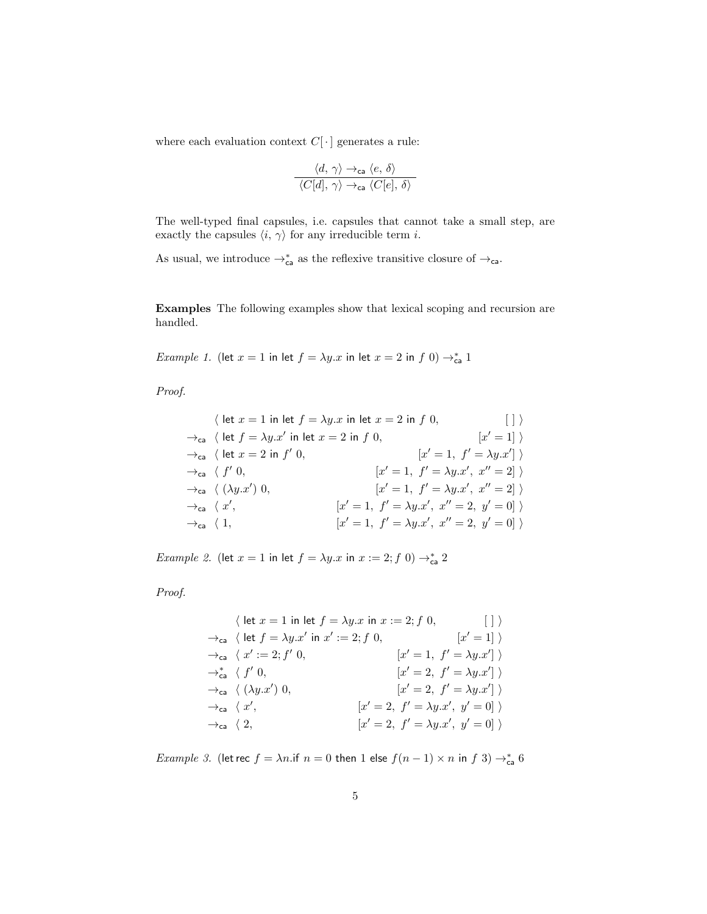where each evaluation context $C[\,\cdot\,]$ generates a rule:

$$\frac{\langle d,\,\gamma\rangle \to_{\mathsf{ca}} \langle e,\,\delta\rangle}{\langle C[d],\,\gamma\rangle \to_{\mathsf{ca}} \langle C[e],\,\delta\rangle}$$

The well-typed final capsules, i.e. capsules that cannot take a small step, are exactly the capsules $\langle i,\,\gamma\rangle$ for any irreducible term $i$.

As usual, we introduce $\to^*_{\mathsf{ca}}$ as the reflexive transitive closure of $\to_{\mathsf{ca}}$.

**Examples** The following examples show that lexical scoping and recursion are handled.

*Example 1.* ($\mathsf{let}\ x = 1\ \mathsf{in}\ \mathsf{let}\ f = \lambda y.x\ \mathsf{in}\ \mathsf{let}\ x = 2\ \mathsf{in}\ f\ 0) \to^*_{\mathsf{ca}} 1$

*Proof.*

$$
\begin{array}{lll}
 & \langle\ \mathsf{let}\ x = 1\ \mathsf{in}\ \mathsf{let}\ f = \lambda y.x\ \mathsf{in}\ \mathsf{let}\ x = 2\ \mathsf{in}\ f\ 0, & [\,]\ \rangle \\
\to_{\mathsf{ca}} & \langle\ \mathsf{let}\ f = \lambda y.x'\ \mathsf{in}\ \mathsf{let}\ x = 2\ \mathsf{in}\ f\ 0, & [x' = 1]\ \rangle \\
\to_{\mathsf{ca}} & \langle\ \mathsf{let}\ x = 2\ \mathsf{in}\ f'\ 0, & [x' = 1,\ f' = \lambda y.x']\ \rangle \\
\to_{\mathsf{ca}} & \langle\ f'\ 0, & [x' = 1,\ f' = \lambda y.x',\ x'' = 2]\ \rangle \\
\to_{\mathsf{ca}} & \langle\ (\lambda y.x')\ 0, & [x' = 1,\ f' = \lambda y.x',\ x'' = 2]\ \rangle \\
\to_{\mathsf{ca}} & \langle\ x', & [x' = 1,\ f' = \lambda y.x',\ x'' = 2,\ y' = 0]\ \rangle \\
\to_{\mathsf{ca}} & \langle\ 1, & [x' = 1,\ f' = \lambda y.x',\ x'' = 2,\ y' = 0]\ \rangle
\end{array}
$$

*Example 2.* ($\mathsf{let}\ x = 1\ \mathsf{in}\ \mathsf{let}\ f = \lambda y.x\ \mathsf{in}\ x := 2; f\ 0) \to^*_{\mathsf{ca}} 2$

*Proof.*

$$
\begin{array}{lll}
 & \langle\ \mathsf{let}\ x = 1\ \mathsf{in}\ \mathsf{let}\ f = \lambda y.x\ \mathsf{in}\ x := 2; f\ 0, & [\,]\ \rangle \\
\to_{\mathsf{ca}} & \langle\ \mathsf{let}\ f = \lambda y.x'\ \mathsf{in}\ x' := 2; f\ 0, & [x' = 1]\ \rangle \\
\to_{\mathsf{ca}} & \langle\ x' := 2; f'\ 0, & [x' = 1,\ f' = \lambda y.x']\ \rangle \\
\to^*_{\mathsf{ca}} & \langle\ f'\ 0, & [x' = 2,\ f' = \lambda y.x']\ \rangle \\
\to_{\mathsf{ca}} & \langle\ (\lambda y.x')\ 0, & [x' = 2,\ f' = \lambda y.x']\ \rangle \\
\to_{\mathsf{ca}} & \langle\ x', & [x' = 2,\ f' = \lambda y.x',\ y' = 0]\ \rangle \\
\to_{\mathsf{ca}} & \langle\ 2, & [x' = 2,\ f' = \lambda y.x',\ y' = 0]\ \rangle
\end{array}
$$

*Example 3.* ($\mathsf{let\,rec}\ f = \lambda n.\mathsf{if}\ n = 0\ \mathsf{then}\ 1\ \mathsf{else}\ f(n-1) \times n\ \mathsf{in}\ f\ 3) \to^*_{\mathsf{ca}} 6$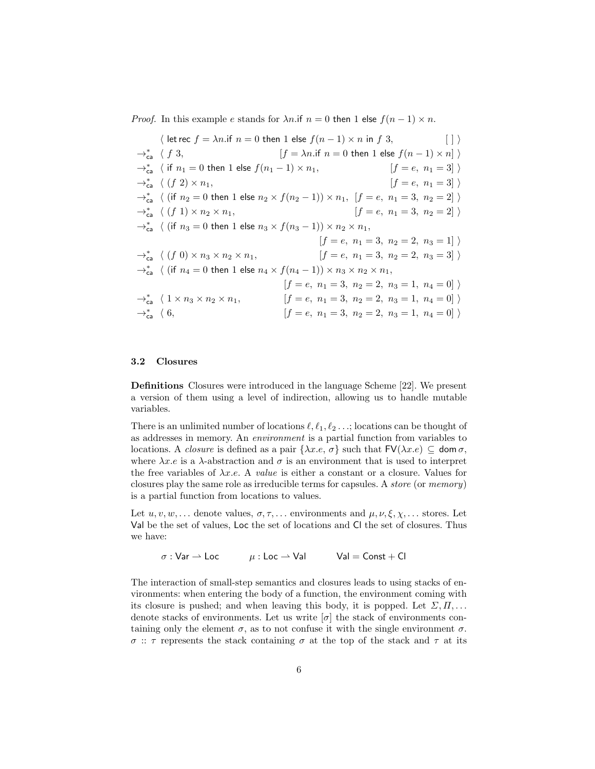*Proof.* In this example $e$ stands for $\lambda n.\mathsf{if}\ n = 0\ \mathsf{then}\ 1\ \mathsf{else}\ f(n-1) \times n$.

$$
\begin{array}{ll}
 & \langle\ \mathsf{let\,rec}\ f = \lambda n.\mathsf{if}\ n = 0\ \mathsf{then}\ 1\ \mathsf{else}\ f(n-1) \times n\ \mathsf{in}\ f\ 3, \quad [\,]\ \rangle \\
\to^*_{\mathsf{ca}} & \langle\ f\ 3, \quad [f = \lambda n.\mathsf{if}\ n = 0\ \mathsf{then}\ 1\ \mathsf{else}\ f(n-1) \times n]\ \rangle \\
\to^*_{\mathsf{ca}} & \langle\ \mathsf{if}\ n_1 = 0\ \mathsf{then}\ 1\ \mathsf{else}\ f(n_1 - 1) \times n_1, \quad [f = e,\ n_1 = 3]\ \rangle \\
\to^*_{\mathsf{ca}} & \langle\ (f\ 2) \times n_1, \quad [f = e,\ n_1 = 3]\ \rangle \\
\to^*_{\mathsf{ca}} & \langle\ (\mathsf{if}\ n_2 = 0\ \mathsf{then}\ 1\ \mathsf{else}\ n_2 \times f(n_2 - 1)) \times n_1, \quad [f = e,\ n_1 = 3,\ n_2 = 2]\ \rangle \\
\to^*_{\mathsf{ca}} & \langle\ (f\ 1) \times n_2 \times n_1, \quad [f = e,\ n_1 = 3,\ n_2 = 2]\ \rangle \\
\to^*_{\mathsf{ca}} & \langle\ (\mathsf{if}\ n_3 = 0\ \mathsf{then}\ 1\ \mathsf{else}\ n_3 \times f(n_3 - 1)) \times n_2 \times n_1, \\
 & \qquad [f = e,\ n_1 = 3,\ n_2 = 2,\ n_3 = 1]\ \rangle \\
\to^*_{\mathsf{ca}} & \langle\ (f\ 0) \times n_3 \times n_2 \times n_1, \quad [f = e,\ n_1 = 3,\ n_2 = 2,\ n_3 = 3]\ \rangle \\
\to^*_{\mathsf{ca}} & \langle\ (\mathsf{if}\ n_4 = 0\ \mathsf{then}\ 1\ \mathsf{else}\ n_4 \times f(n_4 - 1)) \times n_3 \times n_2 \times n_1, \\
 & \qquad [f = e,\ n_1 = 3,\ n_2 = 2,\ n_3 = 1,\ n_4 = 0]\ \rangle \\
\to^*_{\mathsf{ca}} & \langle\ 1 \times n_3 \times n_2 \times n_1, \quad [f = e,\ n_1 = 3,\ n_2 = 2,\ n_3 = 1,\ n_4 = 0]\ \rangle \\
\to^*_{\mathsf{ca}} & \langle\ 6, \quad [f = e,\ n_1 = 3,\ n_2 = 2,\ n_3 = 1,\ n_4 = 0]\ \rangle
\end{array}
$$

### 3.2 Closures

**Definitions** Closures were introduced in the language Scheme [22]. We present a version of them using a level of indirection, allowing us to handle mutable variables.

There is an unlimited number of locations $\ell, \ell_1, \ell_2 \ldots$; locations can be thought of as addresses in memory. An *environment* is a partial function from variables to locations. A *closure* is defined as a pair $\{\lambda x.e,\ \sigma\}$ such that $\mathsf{FV}(\lambda x.e) \subseteq \mathsf{dom}\,\sigma$, where $\lambda x.e$ is a $\lambda$-abstraction and $\sigma$ is an environment that is used to interpret the free variables of $\lambda x.e$. A *value* is either a constant or a closure. Values for closures play the same role as irreducible terms for capsules. A *store* (or *memory*) is a partial function from locations to values.

Let $u, v, w, \ldots$ denote values, $\sigma, \tau, \ldots$ environments and $\mu, \nu, \xi, \chi, \ldots$ stores. Let $\mathsf{Val}$ be the set of values, $\mathsf{Loc}$ the set of locations and $\mathsf{Cl}$ the set of closures. Thus we have:

$$\sigma : \mathsf{Var} \rightharpoonup \mathsf{Loc} \qquad \mu : \mathsf{Loc} \rightharpoonup \mathsf{Val} \qquad \mathsf{Val} = \mathsf{Const} + \mathsf{Cl}$$

The interaction of small-step semantics and closures leads to using stacks of environments: when entering the body of a function, the environment coming with its closure is pushed; and when leaving this body, it is popped. Let $\Sigma, \Pi, \ldots$ denote stacks of environments. Let us write $[\sigma]$ the stack of environments containing only the element $\sigma$, as to not confuse it with the single environment $\sigma$. $\sigma :: \tau$ represents the stack containing $\sigma$ at the top of the stack and $\tau$ at its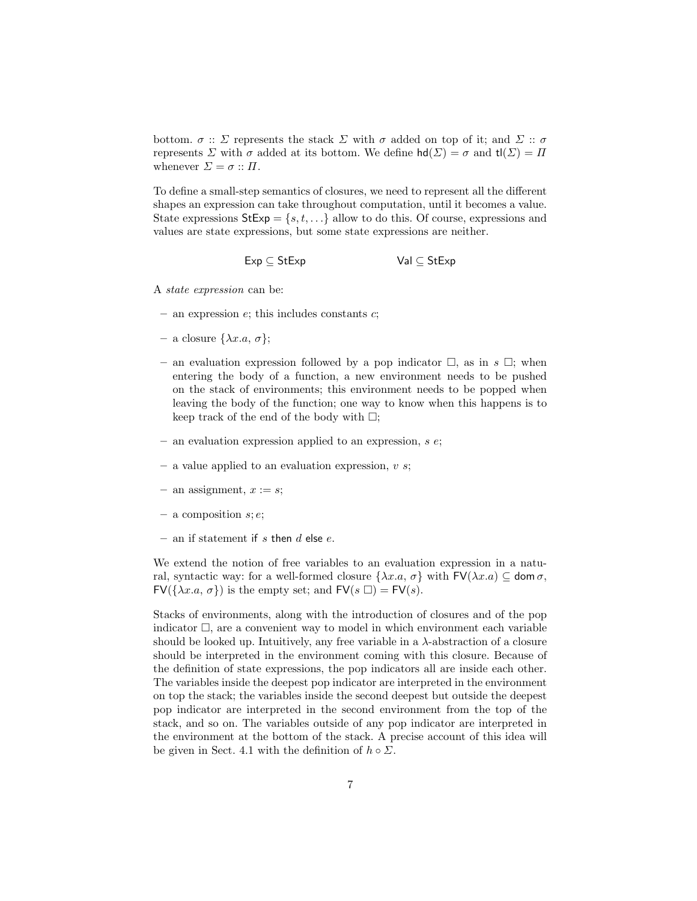bottom. $\sigma :: \Sigma$ represents the stack $\Sigma$ with $\sigma$ added on top of it; and $\Sigma :: \sigma$ represents $\Sigma$ with $\sigma$ added at its bottom. We define $\mathsf{hd}(\Sigma) = \sigma$ and $\mathsf{tl}(\Sigma) = \Pi$ whenever $\Sigma = \sigma :: \Pi$.

To define a small-step semantics of closures, we need to represent all the different shapes an expression can take throughout computation, until it becomes a value. State expressions $\mathsf{StExp} = \{s, t, \ldots\}$ allow to do this. Of course, expressions and values are state expressions, but some state expressions are neither.

$$\mathsf{Exp} \subseteq \mathsf{StExp} \qquad\qquad \mathsf{Val} \subseteq \mathsf{StExp}$$

A *state expression* can be:

- an expression $e$; this includes constants $c$;
- a closure $\{\lambda x.a,\, \sigma\}$;
- an evaluation expression followed by a pop indicator $\square$, as in $s\ \square$; when entering the body of a function, a new environment needs to be pushed on the stack of environments; this environment needs to be popped when leaving the body of the function; one way to know when this happens is to keep track of the end of the body with $\square$;
- an evaluation expression applied to an expression, $s\ e$;
- a value applied to an evaluation expression, $v\ s$;
- an assignment, $x := s$;
- a composition $s; e$;
- an if statement $\mathsf{if}\ s\ \mathsf{then}\ d\ \mathsf{else}\ e$.

We extend the notion of free variables to an evaluation expression in a natural, syntactic way: for a well-formed closure $\{\lambda x.a,\, \sigma\}$ with $\mathsf{FV}(\lambda x.a) \subseteq \mathsf{dom}\,\sigma$, $\mathsf{FV}(\{\lambda x.a,\, \sigma\})$ is the empty set; and $\mathsf{FV}(s\ \square) = \mathsf{FV}(s)$.

Stacks of environments, along with the introduction of closures and of the pop indicator $\square$, are a convenient way to model in which environment each variable should be looked up. Intuitively, any free variable in a $\lambda$-abstraction of a closure should be interpreted in the environment coming with this closure. Because of the definition of state expressions, the pop indicators all are inside each other. The variables inside the deepest pop indicator are interpreted in the environment on top the stack; the variables inside the second deepest but outside the deepest pop indicator are interpreted in the second environment from the top of the stack, and so on. The variables outside of any pop indicator are interpreted in the environment at the bottom of the stack. A precise account of this idea will be given in Sect. 4.1 with the definition of $h \circ \Sigma$.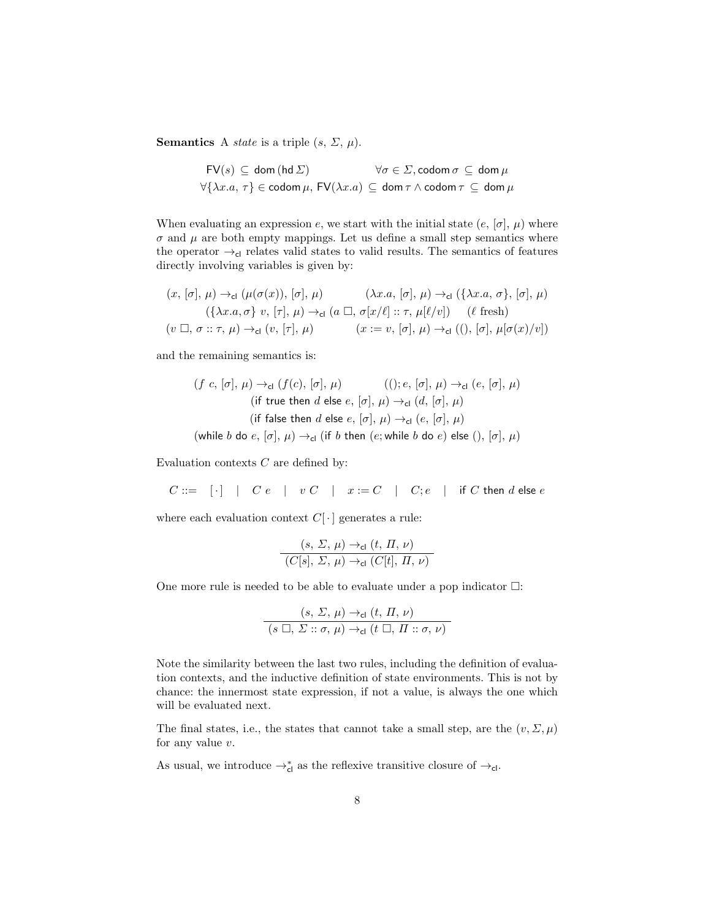**Semantics** A *state* is a triple $(s,\, \Sigma,\, \mu)$.

$$\mathsf{FV}(s) \subseteq \mathsf{dom}\,(\mathsf{hd}\,\Sigma) \qquad\qquad \forall \sigma \in \Sigma, \mathsf{codom}\,\sigma \subseteq \mathsf{dom}\,\mu$$
$$\forall \{\lambda x.a,\, \tau\} \in \mathsf{codom}\,\mu,\; \mathsf{FV}(\lambda x.a) \subseteq \mathsf{dom}\,\tau \wedge \mathsf{codom}\,\tau \subseteq \mathsf{dom}\,\mu$$

When evaluating an expression $e$, we start with the initial state $(e,\, [\sigma],\, \mu)$ where $\sigma$ and $\mu$ are both empty mappings. Let us define a small step semantics where the operator $\rightarrow_{\mathsf{cl}}$ relates valid states to valid results. The semantics of features directly involving variables is given by:

$$(x,\, [\sigma],\, \mu) \rightarrow_{\mathsf{cl}} (\mu(\sigma(x)),\, [\sigma],\, \mu) \qquad\qquad (\lambda x.a,\, [\sigma],\, \mu) \rightarrow_{\mathsf{cl}} (\{\lambda x.a,\, \sigma\},\, [\sigma],\, \mu)$$
$$(\{\lambda x.a, \sigma\}\; v,\, [\tau],\, \mu) \rightarrow_{\mathsf{cl}} (a\; \Box,\, \sigma[x/\ell] :: \tau,\, \mu[\ell/v]) \qquad (\ell \text{ fresh})$$
$$(v\; \Box,\, \sigma :: \tau,\, \mu) \rightarrow_{\mathsf{cl}} (v,\, [\tau],\, \mu) \qquad\qquad (x := v,\, [\sigma],\, \mu) \rightarrow_{\mathsf{cl}} ((),\, [\sigma],\, \mu[\sigma(x)/v])$$

and the remaining semantics is:

$$(f\; c,\, [\sigma],\, \mu) \rightarrow_{\mathsf{cl}} (f(c),\, [\sigma],\, \mu) \qquad\qquad ((); e,\, [\sigma],\, \mu) \rightarrow_{\mathsf{cl}} (e,\, [\sigma],\, \mu)$$
$$(\mathsf{if\ true\ then}\ d\ \mathsf{else}\ e,\, [\sigma],\, \mu) \rightarrow_{\mathsf{cl}} (d,\, [\sigma],\, \mu)$$
$$(\mathsf{if\ false\ then}\ d\ \mathsf{else}\ e,\, [\sigma],\, \mu) \rightarrow_{\mathsf{cl}} (e,\, [\sigma],\, \mu)$$
$$(\mathsf{while}\ b\ \mathsf{do}\ e,\, [\sigma],\, \mu) \rightarrow_{\mathsf{cl}} (\mathsf{if}\ b\ \mathsf{then}\ (e; \mathsf{while}\ b\ \mathsf{do}\ e)\ \mathsf{else}\ (),\, [\sigma],\, \mu)$$

Evaluation contexts $C$ are defined by:

$$C ::= \quad [\,\cdot\,] \quad | \quad C\; e \quad | \quad v\; C \quad | \quad x := C \quad | \quad C; e \quad | \quad \mathsf{if}\ C\ \mathsf{then}\ d\ \mathsf{else}\ e$$

where each evaluation context $C[\,\cdot\,]$ generates a rule:

$$\frac{(s,\, \Sigma,\, \mu) \rightarrow_{\mathsf{cl}} (t,\, \Pi,\, \nu)}{(C[s],\, \Sigma,\, \mu) \rightarrow_{\mathsf{cl}} (C[t],\, \Pi,\, \nu)}$$

One more rule is needed to be able to evaluate under a pop indicator $\Box$:

$$\frac{(s,\, \Sigma,\, \mu) \rightarrow_{\mathsf{cl}} (t,\, \Pi,\, \nu)}{(s\; \Box,\, \Sigma :: \sigma,\, \mu) \rightarrow_{\mathsf{cl}} (t\; \Box,\, \Pi :: \sigma,\, \nu)}$$

Note the similarity between the last two rules, including the definition of evaluation contexts, and the inductive definition of state environments. This is not by chance: the innermost state expression, if not a value, is always the one which will be evaluated next.

The final states, i.e., the states that cannot take a small step, are the $(v, \Sigma, \mu)$ for any value $v$.

As usual, we introduce $\rightarrow^*_{\mathsf{cl}}$ as the reflexive transitive closure of $\rightarrow_{\mathsf{cl}}$.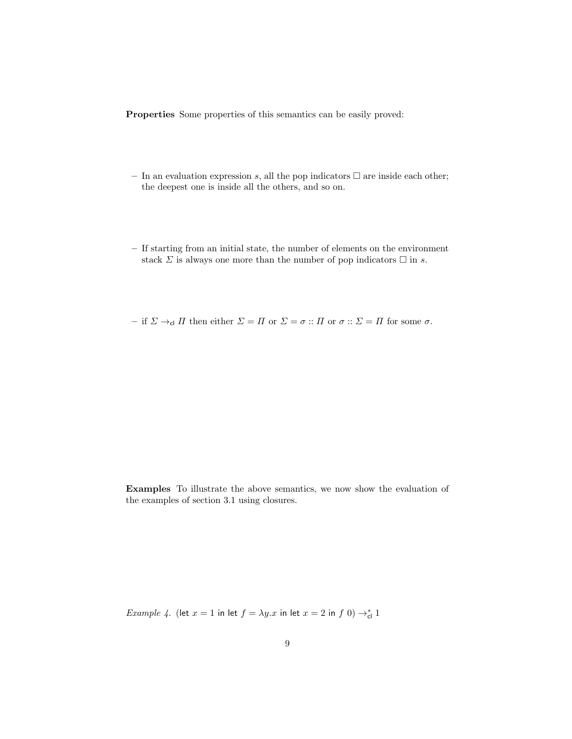**Properties** Some properties of this semantics can be easily proved:

- In an evaluation expression $s$, all the pop indicators $\Box$ are inside each other; the deepest one is inside all the others, and so on.
- If starting from an initial state, the number of elements on the environment stack $\Sigma$ is always one more than the number of pop indicators $\Box$ in $s$.
- if $\Sigma \rightarrow_{\mathsf{cl}} \Pi$ then either $\Sigma = \Pi$ or $\Sigma = \sigma :: \Pi$ or $\sigma :: \Sigma = \Pi$ for some $\sigma$.

**Examples** To illustrate the above semantics, we now show the evaluation of the examples of section 3.1 using closures.

*Example 4.* $(\mathsf{let}\ x = 1\ \mathsf{in}\ \mathsf{let}\ f = \lambda y.x\ \mathsf{in}\ \mathsf{let}\ x = 2\ \mathsf{in}\ f\ 0) \rightarrow^{*}_{\mathsf{cl}} 1$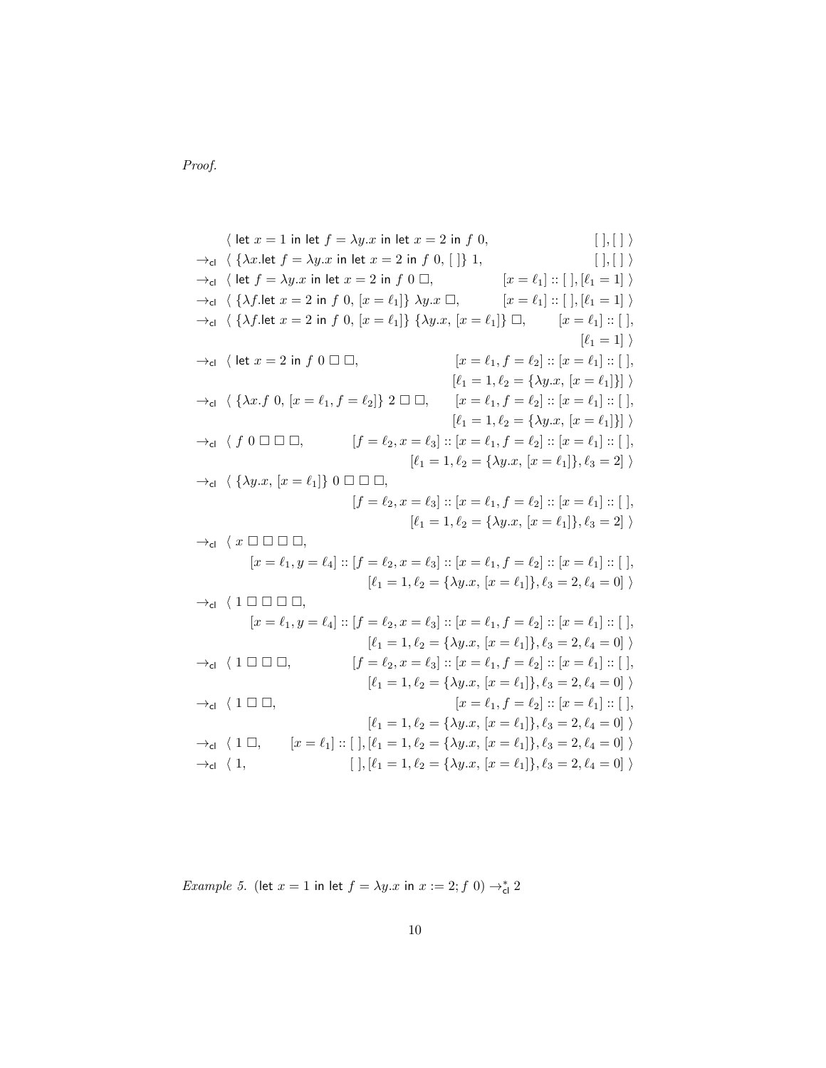*Proof.*

$$
\begin{array}{ll}
& \langle\ \mathsf{let}\ x = 1\ \mathsf{in}\ \mathsf{let}\ f = \lambda y.x\ \mathsf{in}\ \mathsf{let}\ x = 2\ \mathsf{in}\ f\ 0, \qquad [\,], [\,]\ \rangle \\
\to_{\mathsf{cl}} & \langle\ \{\lambda x.\mathsf{let}\ f = \lambda y.x\ \mathsf{in}\ \mathsf{let}\ x = 2\ \mathsf{in}\ f\ 0,\ [\,]\}\ 1, \qquad [\,], [\,]\ \rangle \\
\to_{\mathsf{cl}} & \langle\ \mathsf{let}\ f = \lambda y.x\ \mathsf{in}\ \mathsf{let}\ x = 2\ \mathsf{in}\ f\ 0\ \Box, \qquad [x = \ell_1] :: [\,], [\ell_1 = 1]\ \rangle \\
\to_{\mathsf{cl}} & \langle\ \{\lambda f.\mathsf{let}\ x = 2\ \mathsf{in}\ f\ 0,\ [x = \ell_1]\}\ \lambda y.x\ \Box, \qquad [x = \ell_1] :: [\,], [\ell_1 = 1]\ \rangle \\
\to_{\mathsf{cl}} & \langle\ \{\lambda f.\mathsf{let}\ x = 2\ \mathsf{in}\ f\ 0,\ [x = \ell_1]\}\ \{\lambda y.x,\ [x = \ell_1]\}\ \Box, \qquad [x = \ell_1] :: [\,], \\
& \qquad [\ell_1 = 1]\ \rangle \\
\to_{\mathsf{cl}} & \langle\ \mathsf{let}\ x = 2\ \mathsf{in}\ f\ 0\ \Box\ \Box, \qquad [x = \ell_1, f = \ell_2] :: [x = \ell_1] :: [\,], \\
& \qquad [\ell_1 = 1, \ell_2 = \{\lambda y.x,\ [x = \ell_1]\}]\ \rangle \\
\to_{\mathsf{cl}} & \langle\ \{\lambda x.f\ 0,\ [x = \ell_1, f = \ell_2]\}\ 2\ \Box\ \Box, \qquad [x = \ell_1, f = \ell_2] :: [x = \ell_1] :: [\,], \\
& \qquad [\ell_1 = 1, \ell_2 = \{\lambda y.x,\ [x = \ell_1]\}]\ \rangle \\
\to_{\mathsf{cl}} & \langle\ f\ 0\ \Box\ \Box\ \Box, \qquad [f = \ell_2, x = \ell_3] :: [x = \ell_1, f = \ell_2] :: [x = \ell_1] :: [\,], \\
& \qquad [\ell_1 = 1, \ell_2 = \{\lambda y.x,\ [x = \ell_1]\}, \ell_3 = 2]\ \rangle \\
\to_{\mathsf{cl}} & \langle\ \{\lambda y.x,\ [x = \ell_1]\}\ 0\ \Box\ \Box\ \Box, \\
& \qquad [f = \ell_2, x = \ell_3] :: [x = \ell_1, f = \ell_2] :: [x = \ell_1] :: [\,], \\
& \qquad [\ell_1 = 1, \ell_2 = \{\lambda y.x,\ [x = \ell_1]\}, \ell_3 = 2]\ \rangle \\
\to_{\mathsf{cl}} & \langle\ x\ \Box\ \Box\ \Box\ \Box, \\
& \qquad [x = \ell_1, y = \ell_4] :: [f = \ell_2, x = \ell_3] :: [x = \ell_1, f = \ell_2] :: [x = \ell_1] :: [\,], \\
& \qquad [\ell_1 = 1, \ell_2 = \{\lambda y.x,\ [x = \ell_1]\}, \ell_3 = 2, \ell_4 = 0]\ \rangle \\
\to_{\mathsf{cl}} & \langle\ 1\ \Box\ \Box\ \Box\ \Box, \\
& \qquad [x = \ell_1, y = \ell_4] :: [f = \ell_2, x = \ell_3] :: [x = \ell_1, f = \ell_2] :: [x = \ell_1] :: [\,], \\
& \qquad [\ell_1 = 1, \ell_2 = \{\lambda y.x,\ [x = \ell_1]\}, \ell_3 = 2, \ell_4 = 0]\ \rangle \\
\to_{\mathsf{cl}} & \langle\ 1\ \Box\ \Box\ \Box, \qquad [f = \ell_2, x = \ell_3] :: [x = \ell_1, f = \ell_2] :: [x = \ell_1] :: [\,], \\
& \qquad [\ell_1 = 1, \ell_2 = \{\lambda y.x,\ [x = \ell_1]\}, \ell_3 = 2, \ell_4 = 0]\ \rangle \\
\to_{\mathsf{cl}} & \langle\ 1\ \Box\ \Box, \qquad [x = \ell_1, f = \ell_2] :: [x = \ell_1] :: [\,], \\
& \qquad [\ell_1 = 1, \ell_2 = \{\lambda y.x,\ [x = \ell_1]\}, \ell_3 = 2, \ell_4 = 0]\ \rangle \\
\to_{\mathsf{cl}} & \langle\ 1\ \Box, \qquad [x = \ell_1] :: [\,], [\ell_1 = 1, \ell_2 = \{\lambda y.x,\ [x = \ell_1]\}, \ell_3 = 2, \ell_4 = 0]\ \rangle \\
\to_{\mathsf{cl}} & \langle\ 1, \qquad [\,], [\ell_1 = 1, \ell_2 = \{\lambda y.x,\ [x = \ell_1]\}, \ell_3 = 2, \ell_4 = 0]\ \rangle
\end{array}
$$

*Example 5.* ($\mathsf{let}\ x = 1\ \mathsf{in}\ \mathsf{let}\ f = \lambda y.x\ \mathsf{in}\ x := 2; f\ 0$) $\to_{\mathsf{cl}}^{*} 2$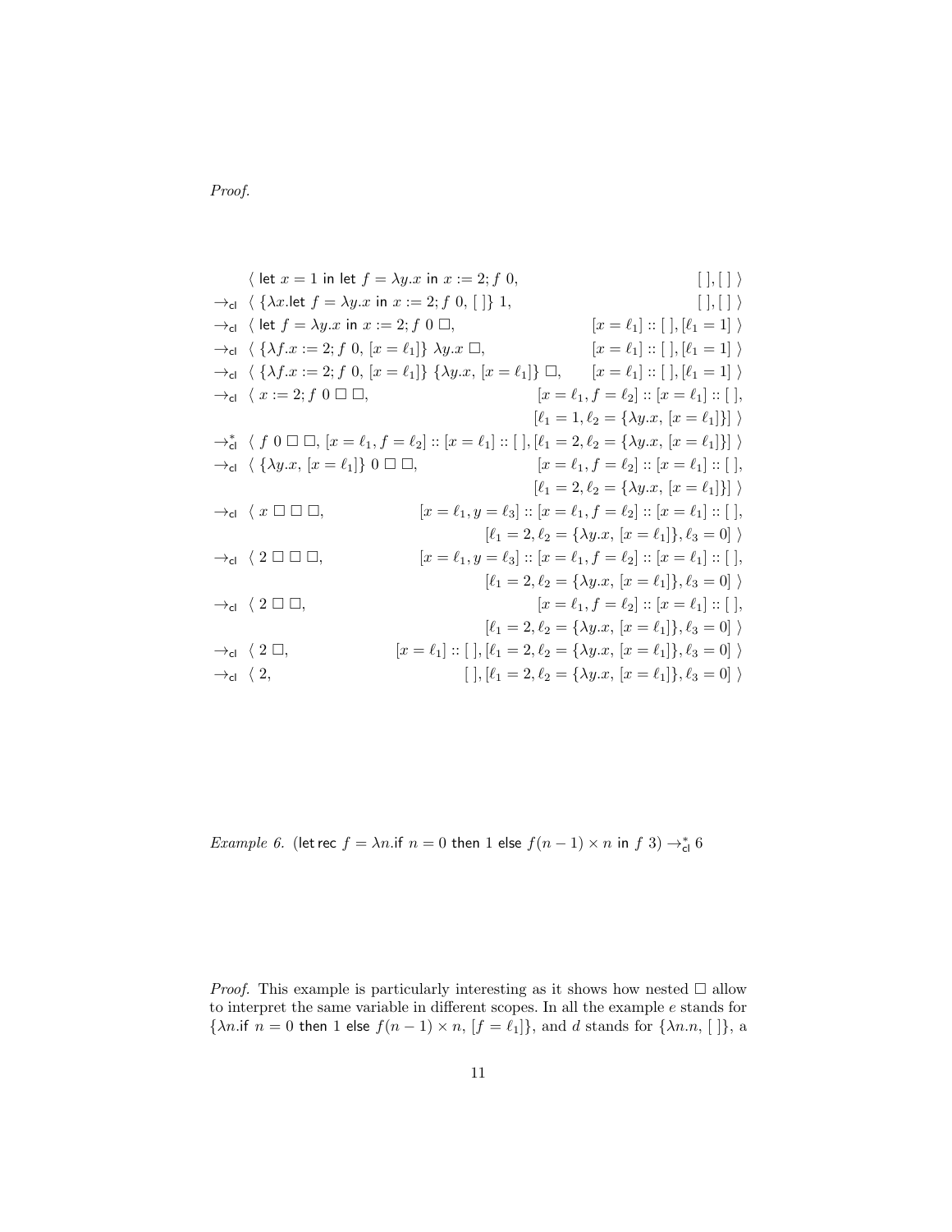*Proof.*

$$
\begin{array}{lll}
& \langle\ \mathsf{let}\ x = 1\ \mathsf{in}\ \mathsf{let}\ f = \lambda y.x\ \mathsf{in}\ x := 2; f\ 0, & [\,], [\,]\ \rangle \\
\to_{\mathsf{cl}} & \langle\ \{\lambda x.\mathsf{let}\ f = \lambda y.x\ \mathsf{in}\ x := 2; f\ 0, [\,]\}\ 1, & [\,], [\,]\ \rangle \\
\to_{\mathsf{cl}} & \langle\ \mathsf{let}\ f = \lambda y.x\ \mathsf{in}\ x := 2; f\ 0\ \Box, & [x = \ell_1] :: [\,], [\ell_1 = 1]\ \rangle \\
\to_{\mathsf{cl}} & \langle\ \{\lambda f.x := 2; f\ 0, [x = \ell_1]\}\ \lambda y.x\ \Box, & [x = \ell_1] :: [\,], [\ell_1 = 1]\ \rangle \\
\to_{\mathsf{cl}} & \langle\ \{\lambda f.x := 2; f\ 0, [x = \ell_1]\}\ \{\lambda y.x, [x = \ell_1]\}\ \Box, & [x = \ell_1] :: [\,], [\ell_1 = 1]\ \rangle \\
\to_{\mathsf{cl}} & \langle\ x := 2; f\ 0\ \Box\ \Box, & [x = \ell_1, f = \ell_2] :: [x = \ell_1] :: [\,], \\
& & [\ell_1 = 1, \ell_2 = \{\lambda y.x, [x = \ell_1]\}]\ \rangle \\
\to^*_{\mathsf{cl}} & \langle\ f\ 0\ \Box\ \Box, [x = \ell_1, f = \ell_2] :: [x = \ell_1] :: [\,], [\ell_1 = 2, \ell_2 = \{\lambda y.x, [x = \ell_1]\}]\ \rangle & \\
\to_{\mathsf{cl}} & \langle\ \{\lambda y.x, [x = \ell_1]\}\ 0\ \Box\ \Box, & [x = \ell_1, f = \ell_2] :: [x = \ell_1] :: [\,], \\
& & [\ell_1 = 2, \ell_2 = \{\lambda y.x, [x = \ell_1]\}]\ \rangle \\
\to_{\mathsf{cl}} & \langle\ x\ \Box\ \Box\ \Box, & [x = \ell_1, y = \ell_3] :: [x = \ell_1, f = \ell_2] :: [x = \ell_1] :: [\,], \\
& & [\ell_1 = 2, \ell_2 = \{\lambda y.x, [x = \ell_1]\}, \ell_3 = 0]\ \rangle \\
\to_{\mathsf{cl}} & \langle\ 2\ \Box\ \Box\ \Box, & [x = \ell_1, y = \ell_3] :: [x = \ell_1, f = \ell_2] :: [x = \ell_1] :: [\,], \\
& & [\ell_1 = 2, \ell_2 = \{\lambda y.x, [x = \ell_1]\}, \ell_3 = 0]\ \rangle \\
\to_{\mathsf{cl}} & \langle\ 2\ \Box\ \Box, & [x = \ell_1, f = \ell_2] :: [x = \ell_1] :: [\,], \\
& & [\ell_1 = 2, \ell_2 = \{\lambda y.x, [x = \ell_1]\}, \ell_3 = 0]\ \rangle \\
\to_{\mathsf{cl}} & \langle\ 2\ \Box, & [x = \ell_1] :: [\,], [\ell_1 = 2, \ell_2 = \{\lambda y.x, [x = \ell_1]\}, \ell_3 = 0]\ \rangle \\
\to_{\mathsf{cl}} & \langle\ 2, & [\,], [\ell_1 = 2, \ell_2 = \{\lambda y.x, [x = \ell_1]\}, \ell_3 = 0]\ \rangle
\end{array}
$$

*Example 6.* ($\mathsf{let\ rec}\ f = \lambda n.\mathsf{if}\ n = 0\ \mathsf{then}\ 1\ \mathsf{else}\ f(n-1) \times n\ \mathsf{in}\ f\ 3) \to^*_{\mathsf{cl}} 6$

*Proof.* This example is particularly interesting as it shows how nested $\Box$ allow to interpret the same variable in different scopes. In all the example $e$ stands for $\{\lambda n.\mathsf{if}\ n = 0\ \mathsf{then}\ 1\ \mathsf{else}\ f(n-1) \times n, [f = \ell_1]\}$, and $d$ stands for $\{\lambda n.n, [\,]\}$, a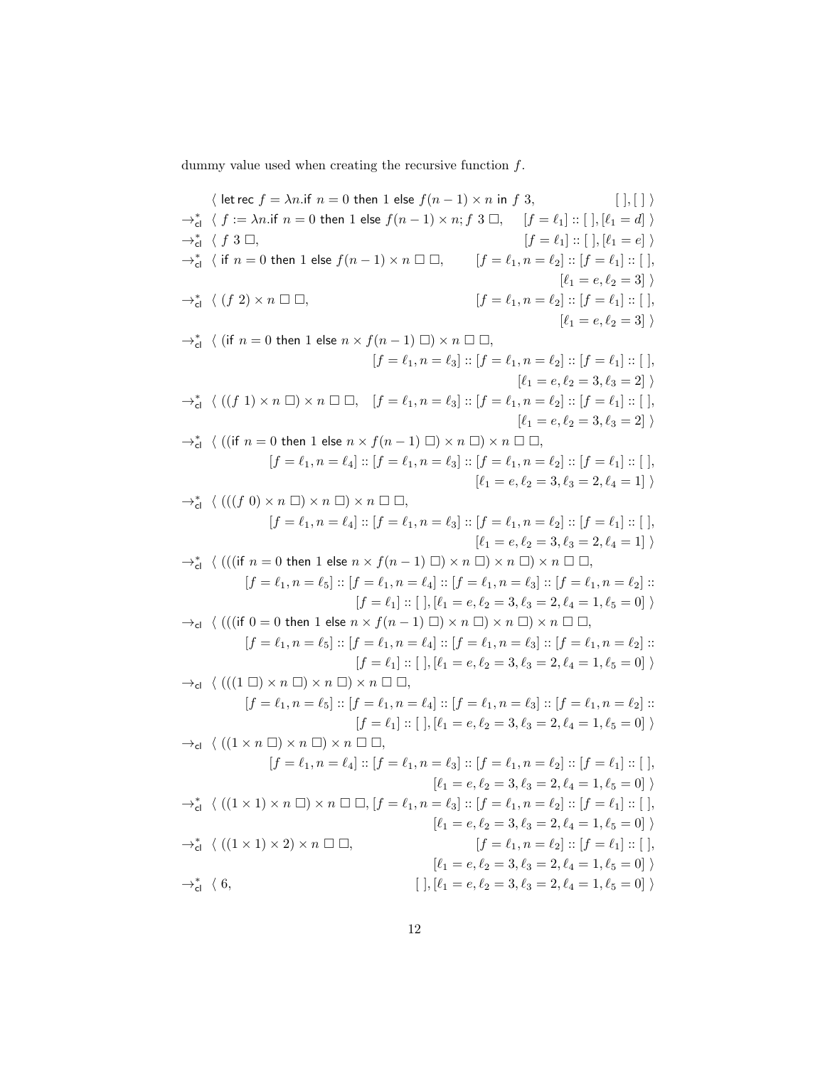dummy value used when creating the recursive function $f$.

$$
\begin{array}{ll}
& \langle\ \mathsf{let\,rec}\ f = \lambda n.\mathsf{if}\ n = 0\ \mathsf{then}\ 1\ \mathsf{else}\ f(n-1) \times n\ \mathsf{in}\ f\ 3, \qquad [\,], [\,]\ \rangle \\
\to_{\mathsf{cl}}^{*} & \langle\ f := \lambda n.\mathsf{if}\ n = 0\ \mathsf{then}\ 1\ \mathsf{else}\ f(n-1) \times n; f\ 3\ \Box, \quad [f = \ell_1] :: [\,], [\ell_1 = d]\ \rangle \\
\to_{\mathsf{cl}}^{*} & \langle\ f\ 3\ \Box, \qquad [f = \ell_1] :: [\,], [\ell_1 = e]\ \rangle \\
\to_{\mathsf{cl}}^{*} & \langle\ \mathsf{if}\ n = 0\ \mathsf{then}\ 1\ \mathsf{else}\ f(n-1) \times n\ \Box\ \Box, \quad [f = \ell_1, n = \ell_2] :: [f = \ell_1] :: [\,], \\
& \qquad [\ell_1 = e, \ell_2 = 3]\ \rangle \\
\to_{\mathsf{cl}}^{*} & \langle\ (f\ 2) \times n\ \Box\ \Box, \quad [f = \ell_1, n = \ell_2] :: [f = \ell_1] :: [\,], \\
& \qquad [\ell_1 = e, \ell_2 = 3]\ \rangle \\
\to_{\mathsf{cl}}^{*} & \langle\ (\mathsf{if}\ n = 0\ \mathsf{then}\ 1\ \mathsf{else}\ n \times f(n-1)\ \Box) \times n\ \Box\ \Box, \\
& \qquad [f = \ell_1, n = \ell_3] :: [f = \ell_1, n = \ell_2] :: [f = \ell_1] :: [\,], \\
& \qquad [\ell_1 = e, \ell_2 = 3, \ell_3 = 2]\ \rangle \\
\to_{\mathsf{cl}}^{*} & \langle\ ((f\ 1) \times n\ \Box) \times n\ \Box\ \Box, \quad [f = \ell_1, n = \ell_3] :: [f = \ell_1, n = \ell_2] :: [f = \ell_1] :: [\,], \\
& \qquad [\ell_1 = e, \ell_2 = 3, \ell_3 = 2]\ \rangle \\
\to_{\mathsf{cl}}^{*} & \langle\ ((\mathsf{if}\ n = 0\ \mathsf{then}\ 1\ \mathsf{else}\ n \times f(n-1)\ \Box) \times n\ \Box) \times n\ \Box\ \Box, \\
& \qquad [f = \ell_1, n = \ell_4] :: [f = \ell_1, n = \ell_3] :: [f = \ell_1, n = \ell_2] :: [f = \ell_1] :: [\,], \\
& \qquad [\ell_1 = e, \ell_2 = 3, \ell_3 = 2, \ell_4 = 1]\ \rangle \\
\to_{\mathsf{cl}}^{*} & \langle\ (((f\ 0) \times n\ \Box) \times n\ \Box) \times n\ \Box\ \Box, \\
& \qquad [f = \ell_1, n = \ell_4] :: [f = \ell_1, n = \ell_3] :: [f = \ell_1, n = \ell_2] :: [f = \ell_1] :: [\,], \\
& \qquad [\ell_1 = e, \ell_2 = 3, \ell_3 = 2, \ell_4 = 1]\ \rangle \\
\to_{\mathsf{cl}}^{*} & \langle\ (((\mathsf{if}\ n = 0\ \mathsf{then}\ 1\ \mathsf{else}\ n \times f(n-1)\ \Box) \times n\ \Box) \times n\ \Box) \times n\ \Box\ \Box, \\
& \qquad [f = \ell_1, n = \ell_5] :: [f = \ell_1, n = \ell_4] :: [f = \ell_1, n = \ell_3] :: [f = \ell_1, n = \ell_2] :: \\
& \qquad [f = \ell_1] :: [\,], [\ell_1 = e, \ell_2 = 3, \ell_3 = 2, \ell_4 = 1, \ell_5 = 0]\ \rangle \\
\to_{\mathsf{cl}} & \langle\ (((\mathsf{if}\ 0 = 0\ \mathsf{then}\ 1\ \mathsf{else}\ n \times f(n-1)\ \Box) \times n\ \Box) \times n\ \Box) \times n\ \Box\ \Box, \\
& \qquad [f = \ell_1, n = \ell_5] :: [f = \ell_1, n = \ell_4] :: [f = \ell_1, n = \ell_3] :: [f = \ell_1, n = \ell_2] :: \\
& \qquad [f = \ell_1] :: [\,], [\ell_1 = e, \ell_2 = 3, \ell_3 = 2, \ell_4 = 1, \ell_5 = 0]\ \rangle \\
\to_{\mathsf{cl}} & \langle\ (((1\ \Box) \times n\ \Box) \times n\ \Box) \times n\ \Box\ \Box, \\
& \qquad [f = \ell_1, n = \ell_5] :: [f = \ell_1, n = \ell_4] :: [f = \ell_1, n = \ell_3] :: [f = \ell_1, n = \ell_2] :: \\
& \qquad [f = \ell_1] :: [\,], [\ell_1 = e, \ell_2 = 3, \ell_3 = 2, \ell_4 = 1, \ell_5 = 0]\ \rangle \\
\to_{\mathsf{cl}} & \langle\ ((1 \times n\ \Box) \times n\ \Box) \times n\ \Box\ \Box, \\
& \qquad [f = \ell_1, n = \ell_4] :: [f = \ell_1, n = \ell_3] :: [f = \ell_1, n = \ell_2] :: [f = \ell_1] :: [\,], \\
& \qquad [\ell_1 = e, \ell_2 = 3, \ell_3 = 2, \ell_4 = 1, \ell_5 = 0]\ \rangle \\
\to_{\mathsf{cl}}^{*} & \langle\ ((1 \times 1) \times n\ \Box) \times n\ \Box\ \Box, [f = \ell_1, n = \ell_3] :: [f = \ell_1, n = \ell_2] :: [f = \ell_1] :: [\,], \\
& \qquad [\ell_1 = e, \ell_2 = 3, \ell_3 = 2, \ell_4 = 1, \ell_5 = 0]\ \rangle \\
\to_{\mathsf{cl}}^{*} & \langle\ ((1 \times 1) \times 2) \times n\ \Box\ \Box, \quad [f = \ell_1, n = \ell_2] :: [f = \ell_1] :: [\,], \\
& \qquad [\ell_1 = e, \ell_2 = 3, \ell_3 = 2, \ell_4 = 1, \ell_5 = 0]\ \rangle \\
\to_{\mathsf{cl}}^{*} & \langle\ 6, \quad [\,], [\ell_1 = e, \ell_2 = 3, \ell_3 = 2, \ell_4 = 1, \ell_5 = 0]\ \rangle
\end{array}
$$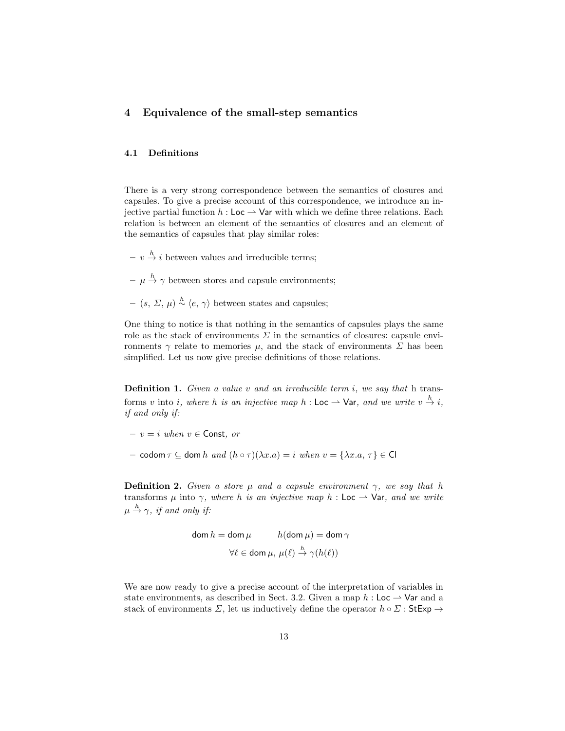## 4 Equivalence of the small-step semantics

### 4.1 Definitions

There is a very strong correspondence between the semantics of closures and capsules. To give a precise account of this correspondence, we introduce an injective partial function $h : \mathsf{Loc} \rightharpoonup \mathsf{Var}$ with which we define three relations. Each relation is between an element of the semantics of closures and an element of the semantics of capsules that play similar roles:

- $v \overset{h}{\to} i$ between values and irreducible terms;
- $\mu \overset{h}{\to} \gamma$ between stores and capsule environments;
- $(s,\, \Sigma,\, \mu) \overset{h}{\sim} \langle e,\, \gamma \rangle$ between states and capsules;

One thing to notice is that nothing in the semantics of capsules plays the same role as the stack of environments $\Sigma$ in the semantics of closures: capsule environments $\gamma$ relate to memories $\mu$, and the stack of environments $\Sigma$ has been simplified. Let us now give precise definitions of those relations.

**Definition 1.** *Given a value $v$ and an irreducible term $i$, we say that* h transforms $v$ into $i$, *where $h$ is an injective map $h : \mathsf{Loc} \rightharpoonup \mathsf{Var}$, and we write $v \overset{h}{\to} i$, if and only if:*

- *$v = i$ when $v \in \mathsf{Const}$, or*
- $\mathsf{codom}\,\tau \subseteq \mathsf{dom}\,h$ *and* $(h \circ \tau)(\lambda x.a) = i$ *when* $v = \{\lambda x.a,\, \tau\} \in \mathsf{Cl}$

**Definition 2.** *Given a store $\mu$ and a capsule environment $\gamma$, we say that $h$* transforms $\mu$ into $\gamma$, *where $h$ is an injective map $h : \mathsf{Loc} \rightharpoonup \mathsf{Var}$, and we write $\mu \overset{h}{\to} \gamma$, if and only if:*

$$\mathsf{dom}\,h = \mathsf{dom}\,\mu \qquad h(\mathsf{dom}\,\mu) = \mathsf{dom}\,\gamma$$
$$\forall \ell \in \mathsf{dom}\,\mu,\, \mu(\ell) \overset{h}{\to} \gamma(h(\ell))$$

We are now ready to give a precise account of the interpretation of variables in state environments, as described in Sect. 3.2. Given a map $h : \mathsf{Loc} \rightharpoonup \mathsf{Var}$ and a stack of environments $\Sigma$, let us inductively define the operator $h \circ \Sigma : \mathsf{StExp} \to$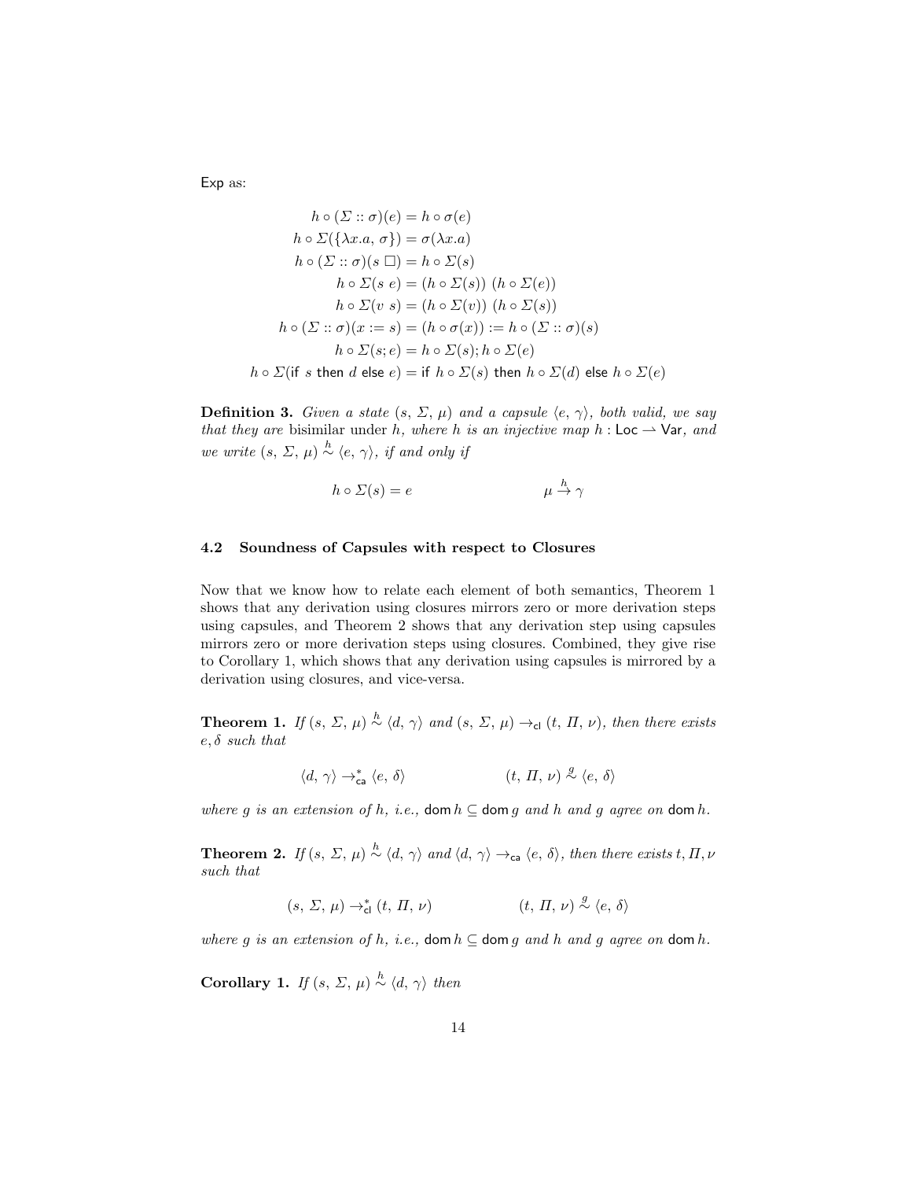Exp as:

$$
\begin{aligned}
h \circ (\Sigma :: \sigma)(e) &= h \circ \sigma(e) \\
h \circ \Sigma(\{\lambda x.a,\, \sigma\}) &= \sigma(\lambda x.a) \\
h \circ (\Sigma :: \sigma)(s\ \square) &= h \circ \Sigma(s) \\
h \circ \Sigma(s\ e) &= (h \circ \Sigma(s))\ (h \circ \Sigma(e)) \\
h \circ \Sigma(v\ s) &= (h \circ \Sigma(v))\ (h \circ \Sigma(s)) \\
h \circ (\Sigma :: \sigma)(x := s) &= (h \circ \sigma(x)) := h \circ (\Sigma :: \sigma)(s) \\
h \circ \Sigma(s; e) &= h \circ \Sigma(s); h \circ \Sigma(e) \\
h \circ \Sigma(\textsf{if } s \textsf{ then } d \textsf{ else } e) &= \textsf{if } h \circ \Sigma(s) \textsf{ then } h \circ \Sigma(d) \textsf{ else } h \circ \Sigma(e)
\end{aligned}
$$

**Definition 3.** *Given a state $(s,\, \Sigma,\, \mu)$ and a capsule $\langle e,\, \gamma\rangle$, both valid, we say that they are* bisimilar under $h$*, where $h$ is an injective map $h : \mathsf{Loc} \rightharpoonup \mathsf{Var}$, and we write $(s,\, \Sigma,\, \mu) \overset{h}{\sim} \langle e,\, \gamma\rangle$, if and only if*

$$
h \circ \Sigma(s) = e \qquad\qquad \mu \overset{h}{\to} \gamma
$$

### 4.2 Soundness of Capsules with respect to Closures

Now that we know how to relate each element of both semantics, Theorem 1 shows that any derivation using closures mirrors zero or more derivation steps using capsules, and Theorem 2 shows that any derivation step using capsules mirrors zero or more derivation steps using closures. Combined, they give rise to Corollary 1, which shows that any derivation using capsules is mirrored by a derivation using closures, and vice-versa.

**Theorem 1.** *If $(s,\, \Sigma,\, \mu) \overset{h}{\sim} \langle d,\, \gamma\rangle$ and $(s,\, \Sigma,\, \mu) \to_{\mathsf{cl}} (t,\, \Pi,\, \nu)$, then there exists $e, \delta$ such that*

$$
\langle d,\, \gamma\rangle \to_{\mathsf{ca}}^{*} \langle e,\, \delta\rangle \qquad\qquad (t,\, \Pi,\, \nu) \overset{g}{\sim} \langle e,\, \delta\rangle
$$

*where $g$ is an extension of $h$, i.e., $\mathsf{dom}\, h \subseteq \mathsf{dom}\, g$ and $h$ and $g$ agree on $\mathsf{dom}\, h$.*

**Theorem 2.** *If $(s,\, \Sigma,\, \mu) \overset{h}{\sim} \langle d,\, \gamma\rangle$ and $\langle d,\, \gamma\rangle \to_{\mathsf{ca}} \langle e,\, \delta\rangle$, then there exists $t, \Pi, \nu$ such that*

$$
(s,\, \Sigma,\, \mu) \to_{\mathsf{cl}}^{*} (t,\, \Pi,\, \nu) \qquad\qquad (t,\, \Pi,\, \nu) \overset{g}{\sim} \langle e,\, \delta\rangle
$$

*where $g$ is an extension of $h$, i.e., $\mathsf{dom}\, h \subseteq \mathsf{dom}\, g$ and $h$ and $g$ agree on $\mathsf{dom}\, h$.*

**Corollary 1.** *If $(s,\, \Sigma,\, \mu) \overset{h}{\sim} \langle d,\, \gamma\rangle$ then*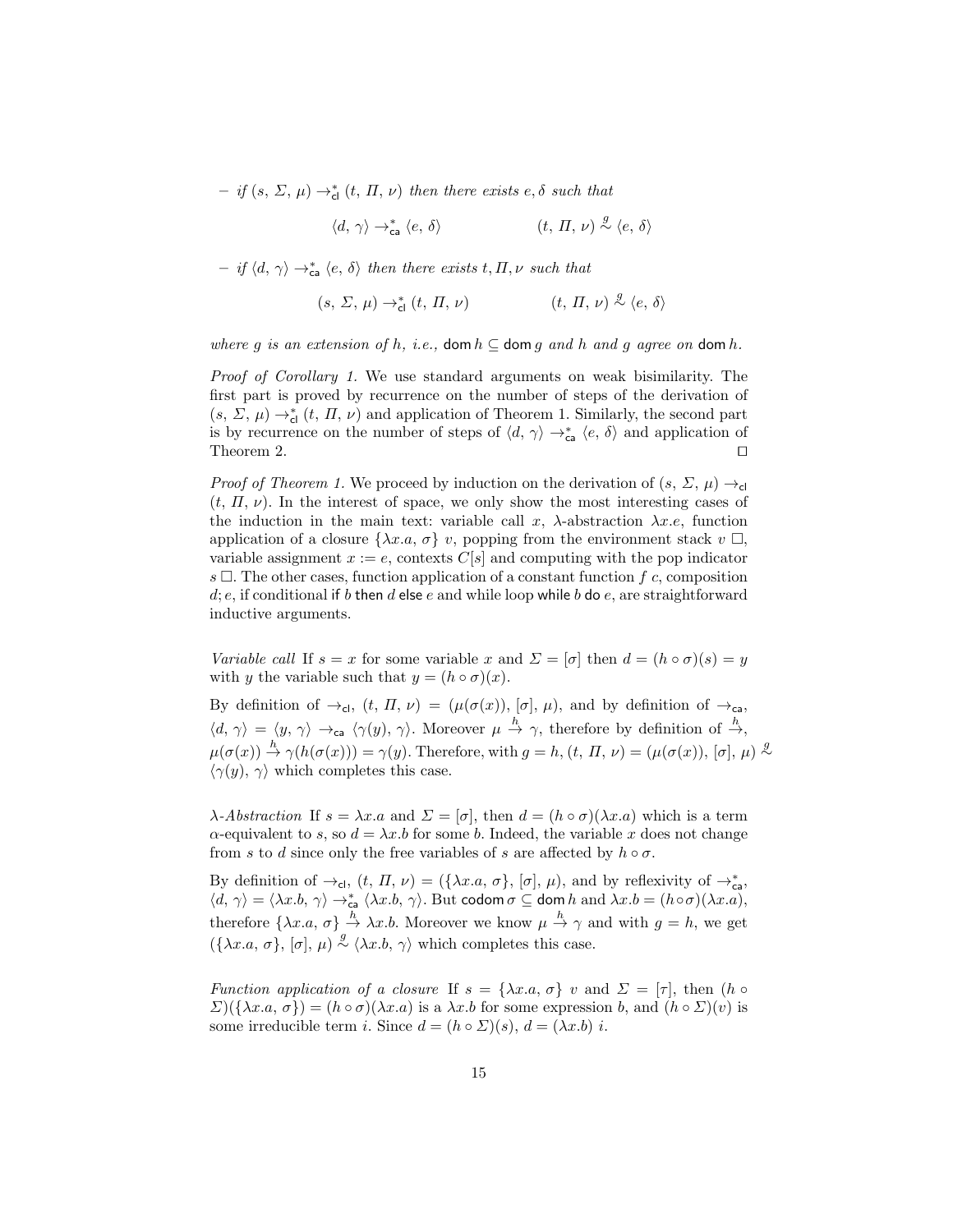– *if* $(s,\ \Sigma,\ \mu) \to^*_{\mathsf{cl}} (t,\ \Pi,\ \nu)$ *then there exists* $e, \delta$ *such that*

$$\langle d,\ \gamma\rangle \to^*_{\mathsf{ca}} \langle e,\ \delta\rangle \qquad\qquad (t,\ \Pi,\ \nu) \overset{g}{\sim} \langle e,\ \delta\rangle$$

– *if* $\langle d,\ \gamma\rangle \to^*_{\mathsf{ca}} \langle e,\ \delta\rangle$ *then there exists* $t, \Pi, \nu$ *such that*

$$(s,\ \Sigma,\ \mu) \to^*_{\mathsf{cl}} (t,\ \Pi,\ \nu) \qquad\qquad (t,\ \Pi,\ \nu) \overset{g}{\sim} \langle e,\ \delta\rangle$$

*where* $g$ *is an extension of* $h$*, i.e.,* $\mathsf{dom}\, h \subseteq \mathsf{dom}\, g$ *and* $h$ *and* $g$ *agree on* $\mathsf{dom}\, h$*.*

*Proof of Corollary 1.* We use standard arguments on weak bisimilarity. The first part is proved by recurrence on the number of steps of the derivation of $(s,\ \Sigma,\ \mu) \to^*_{\mathsf{cl}} (t,\ \Pi,\ \nu)$ and application of Theorem 1. Similarly, the second part is by recurrence on the number of steps of $\langle d,\ \gamma\rangle \to^*_{\mathsf{ca}} \langle e,\ \delta\rangle$ and application of Theorem 2. $\square$

*Proof of Theorem 1.* We proceed by induction on the derivation of $(s,\ \Sigma,\ \mu) \to_{\mathsf{cl}} (t,\ \Pi,\ \nu)$. In the interest of space, we only show the most interesting cases of the induction in the main text: variable call $x$, $\lambda$-abstraction $\lambda x.e$, function application of a closure $\{\lambda x.a,\ \sigma\}\ v$, popping from the environment stack $v\ \square$, variable assignment $x := e$, contexts $C[s]$ and computing with the pop indicator $s\ \square$. The other cases, function application of a constant function $f\ c$, composition $d; e$, if conditional $\mathsf{if}\ b\ \mathsf{then}\ d\ \mathsf{else}\ e$ and while loop $\mathsf{while}\ b\ \mathsf{do}\ e$, are straightforward inductive arguments.

*Variable call* If $s = x$ for some variable $x$ and $\Sigma = [\sigma]$ then $d = (h \circ \sigma)(s) = y$ with $y$ the variable such that $y = (h \circ \sigma)(x)$.

By definition of $\to_{\mathsf{cl}}$, $(t,\ \Pi,\ \nu) = (\mu(\sigma(x)),\ [\sigma],\ \mu)$, and by definition of $\to_{\mathsf{ca}}$, $\langle d,\ \gamma\rangle = \langle y,\ \gamma\rangle \to_{\mathsf{ca}} \langle \gamma(y),\ \gamma\rangle$. Moreover $\mu \overset{h}{\to} \gamma$, therefore by definition of $\overset{h}{\to}$, $\mu(\sigma(x)) \overset{h}{\to} \gamma(h(\sigma(x))) = \gamma(y)$. Therefore, with $g = h$, $(t,\ \Pi,\ \nu) = (\mu(\sigma(x)),\ [\sigma],\ \mu) \overset{g}{\sim} \langle \gamma(y),\ \gamma\rangle$ which completes this case.

*$\lambda$-Abstraction* If $s = \lambda x.a$ and $\Sigma = [\sigma]$, then $d = (h \circ \sigma)(\lambda x.a)$ which is a term $\alpha$-equivalent to $s$, so $d = \lambda x.b$ for some $b$. Indeed, the variable $x$ does not change from $s$ to $d$ since only the free variables of $s$ are affected by $h \circ \sigma$.

By definition of $\to_{\mathsf{cl}}$, $(t,\ \Pi,\ \nu) = (\{\lambda x.a,\ \sigma\},\ [\sigma],\ \mu)$, and by reflexivity of $\to^*_{\mathsf{ca}}$, $\langle d,\ \gamma\rangle = \langle \lambda x.b,\ \gamma\rangle \to^*_{\mathsf{ca}} \langle \lambda x.b,\ \gamma\rangle$. But $\mathsf{codom}\, \sigma \subseteq \mathsf{dom}\, h$ and $\lambda x.b = (h \circ \sigma)(\lambda x.a)$, therefore $\{\lambda x.a,\ \sigma\} \overset{h}{\to} \lambda x.b$. Moreover we know $\mu \overset{h}{\to} \gamma$ and with $g = h$, we get $(\{\lambda x.a,\ \sigma\},\ [\sigma],\ \mu) \overset{g}{\sim} \langle \lambda x.b,\ \gamma\rangle$ which completes this case.

*Function application of a closure* If $s = \{\lambda x.a,\ \sigma\}\ v$ and $\Sigma = [\tau]$, then $(h \circ \Sigma)(\{\lambda x.a,\ \sigma\}) = (h \circ \sigma)(\lambda x.a)$ is a $\lambda x.b$ for some expression $b$, and $(h \circ \Sigma)(v)$ is some irreducible term $i$. Since $d = (h \circ \Sigma)(s)$, $d = (\lambda x.b)\ i$.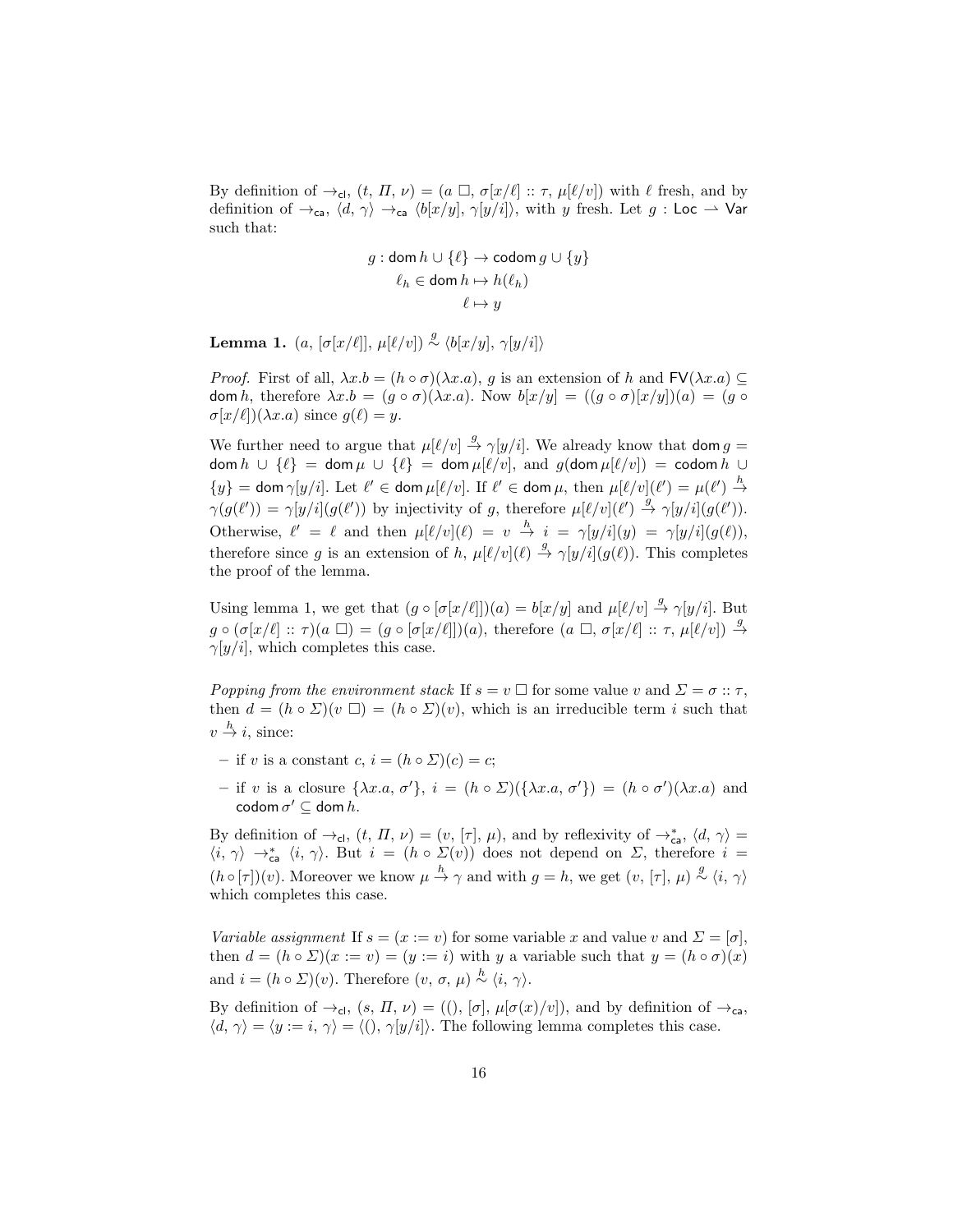By definition of $\to_{\mathsf{cl}}$, $(t,\, \Pi,\, \nu) = (a\ \Box,\, \sigma[x/\ell] :: \tau,\, \mu[\ell/v])$ with $\ell$ fresh, and by definition of $\to_{\mathsf{ca}}$, $\langle d,\, \gamma\rangle \to_{\mathsf{ca}} \langle b[x/y],\, \gamma[y/i]\rangle$, with $y$ fresh. Let $g : \mathsf{Loc} \rightharpoonup \mathsf{Var}$ such that:

$$
\begin{aligned}
g : \mathsf{dom}\, h \cup \{\ell\} &\to \mathsf{codom}\, g \cup \{y\}\\
\ell_h \in \mathsf{dom}\, h &\mapsto h(\ell_h)\\
\ell &\mapsto y
\end{aligned}
$$

**Lemma 1.** $(a,\, [\sigma[x/\ell]],\, \mu[\ell/v]) \overset{g}{\sim} \langle b[x/y],\, \gamma[y/i]\rangle$

*Proof.* First of all, $\lambda x.b = (h \circ \sigma)(\lambda x.a)$, $g$ is an extension of $h$ and $\mathsf{FV}(\lambda x.a) \subseteq \mathsf{dom}\, h$, therefore $\lambda x.b = (g \circ \sigma)(\lambda x.a)$. Now $b[x/y] = ((g \circ \sigma)[x/y])(a) = (g \circ \sigma[x/\ell])(\lambda x.a)$ since $g(\ell) = y$.

We further need to argue that $\mu[\ell/v] \overset{g}{\to} \gamma[y/i]$. We already know that $\mathsf{dom}\, g = \mathsf{dom}\, h \cup \{\ell\} = \mathsf{dom}\, \mu \cup \{\ell\} = \mathsf{dom}\, \mu[\ell/v]$, and $g(\mathsf{dom}\, \mu[\ell/v]) = \mathsf{codom}\, h \cup \{y\} = \mathsf{dom}\, \gamma[y/i]$. Let $\ell' \in \mathsf{dom}\, \mu[\ell/v]$. If $\ell' \in \mathsf{dom}\, \mu$, then $\mu[\ell/v](\ell') = \mu(\ell') \overset{h}{\to} \gamma(g(\ell')) = \gamma[y/i](g(\ell'))$ by injectivity of $g$, therefore $\mu[\ell/v](\ell') \overset{g}{\to} \gamma[y/i](g(\ell'))$. Otherwise, $\ell' = \ell$ and then $\mu[\ell/v](\ell) = v \overset{h}{\to} i = \gamma[y/i](y) = \gamma[y/i](g(\ell))$, therefore since $g$ is an extension of $h$, $\mu[\ell/v](\ell) \overset{g}{\to} \gamma[y/i](g(\ell))$. This completes the proof of the lemma.

Using lemma 1, we get that $(g \circ [\sigma[x/\ell]])(a) = b[x/y]$ and $\mu[\ell/v] \overset{g}{\to} \gamma[y/i]$. But $g \circ (\sigma[x/\ell] :: \tau)(a\ \Box) = (g \circ [\sigma[x/\ell]])(a)$, therefore $(a\ \Box,\, \sigma[x/\ell] :: \tau,\, \mu[\ell/v]) \overset{g}{\to} \gamma[y/i]$, which completes this case.

*Popping from the environment stack* If $s = v\ \Box$ for some value $v$ and $\Sigma = \sigma :: \tau$, then $d = (h \circ \Sigma)(v\ \Box) = (h \circ \Sigma)(v)$, which is an irreducible term $i$ such that $v \overset{h}{\to} i$, since:

- if $v$ is a constant $c$, $i = (h \circ \Sigma)(c) = c$;
- if $v$ is a closure $\{\lambda x.a,\, \sigma'\}$, $i = (h \circ \Sigma)(\{\lambda x.a,\, \sigma'\}) = (h \circ \sigma')(\lambda x.a)$ and $\mathsf{codom}\, \sigma' \subseteq \mathsf{dom}\, h$.

By definition of $\to_{\mathsf{cl}}$, $(t,\, \Pi,\, \nu) = (v,\, [\tau],\, \mu)$, and by reflexivity of $\to_{\mathsf{ca}}^*$, $\langle d,\, \gamma\rangle = \langle i,\, \gamma\rangle \to_{\mathsf{ca}}^* \langle i,\, \gamma\rangle$. But $i = (h \circ \Sigma(v))$ does not depend on $\Sigma$, therefore $i = (h \circ [\tau])(v)$. Moreover we know $\mu \overset{h}{\to} \gamma$ and with $g = h$, we get $(v,\, [\tau],\, \mu) \overset{g}{\sim} \langle i,\, \gamma\rangle$ which completes this case.

*Variable assignment* If $s = (x := v)$ for some variable $x$ and value $v$ and $\Sigma = [\sigma]$, then $d = (h \circ \Sigma)(x := v) = (y := i)$ with $y$ a variable such that $y = (h \circ \sigma)(x)$ and $i = (h \circ \Sigma)(v)$. Therefore $(v,\, \sigma,\, \mu) \overset{h}{\sim} \langle i,\, \gamma\rangle$.

By definition of $\to_{\mathsf{cl}}$, $(s,\, \Pi,\, \nu) = ((),\, [\sigma],\, \mu[\sigma(x)/v])$, and by definition of $\to_{\mathsf{ca}}$, $\langle d,\, \gamma\rangle = \langle y := i,\, \gamma\rangle = \langle (),\, \gamma[y/i]\rangle$. The following lemma completes this case.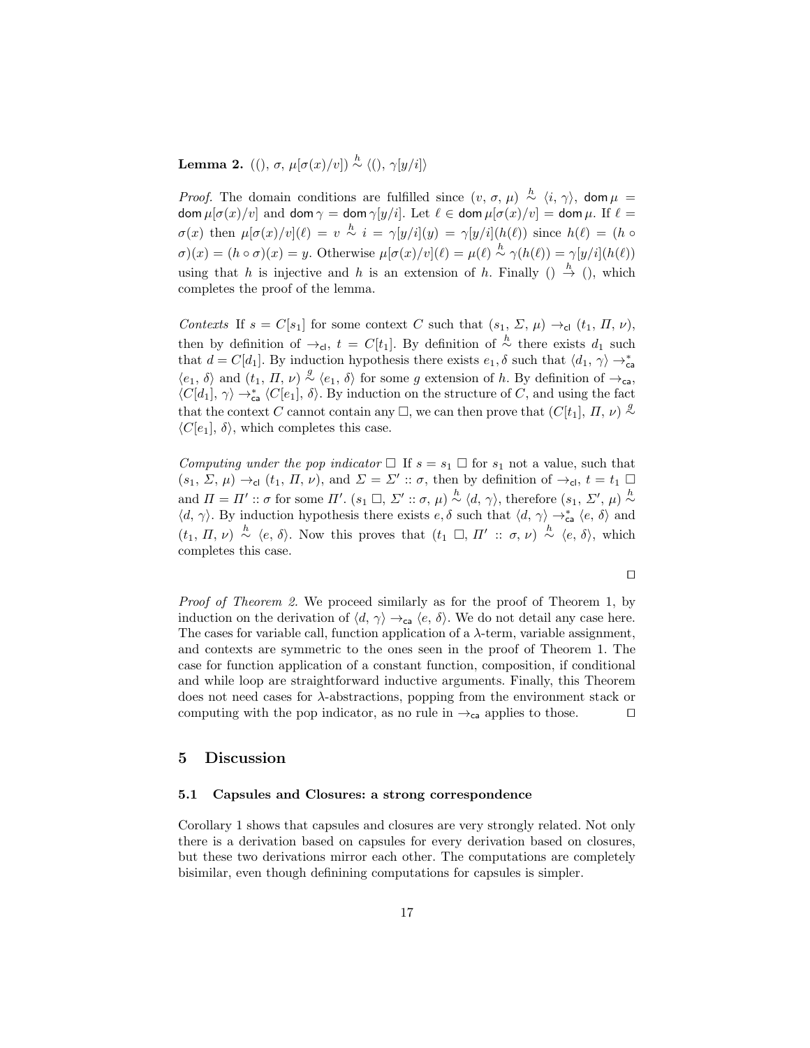**Lemma 2.** $((), \sigma, \mu[\sigma(x)/v]) \overset{h}{\sim} \langle (), \gamma[y/i] \rangle$

*Proof.* The domain conditions are fulfilled since $(v, \sigma, \mu) \overset{h}{\sim} \langle i, \gamma \rangle$, $\mathsf{dom}\,\mu = \mathsf{dom}\,\mu[\sigma(x)/v]$ and $\mathsf{dom}\,\gamma = \mathsf{dom}\,\gamma[y/i]$. Let $\ell \in \mathsf{dom}\,\mu[\sigma(x)/v] = \mathsf{dom}\,\mu$. If $\ell = \sigma(x)$ then $\mu[\sigma(x)/v](\ell) = v \overset{h}{\sim} i = \gamma[y/i](y) = \gamma[y/i](h(\ell))$ since $h(\ell) = (h \circ \sigma)(x) = (h \circ \sigma)(x) = y$. Otherwise $\mu[\sigma(x)/v](\ell) = \mu(\ell) \overset{h}{\sim} \gamma(h(\ell)) = \gamma[y/i](h(\ell))$ using that $h$ is injective and $h$ is an extension of $h$. Finally $() \overset{h}{\to} ()$, which completes the proof of the lemma.

*Contexts* If $s = C[s_1]$ for some context $C$ such that $(s_1, \Sigma, \mu) \to_{\mathsf{cl}} (t_1, \Pi, \nu)$, then by definition of $\to_{\mathsf{cl}}$, $t = C[t_1]$. By definition of $\overset{h}{\sim}$ there exists $d_1$ such that $d = C[d_1]$. By induction hypothesis there exists $e_1, \delta$ such that $\langle d_1, \gamma \rangle \to^*_{\mathsf{ca}} \langle e_1, \delta \rangle$ and $(t_1, \Pi, \nu) \overset{g}{\sim} \langle e_1, \delta \rangle$ for some $g$ extension of $h$. By definition of $\to_{\mathsf{ca}}$, $\langle C[d_1], \gamma \rangle \to^*_{\mathsf{ca}} \langle C[e_1], \delta \rangle$. By induction on the structure of $C$, and using the fact that the context $C$ cannot contain any $\square$, we can then prove that $(C[t_1], \Pi, \nu) \overset{g}{\sim} \langle C[e_1], \delta \rangle$, which completes this case.

*Computing under the pop indicator* $\square$ If $s = s_1 \,\square$ for $s_1$ not a value, such that $(s_1, \Sigma, \mu) \to_{\mathsf{cl}} (t_1, \Pi, \nu)$, and $\Sigma = \Sigma' :: \sigma$, then by definition of $\to_{\mathsf{cl}}$, $t = t_1 \,\square$ and $\Pi = \Pi' :: \sigma$ for some $\Pi'$. $(s_1 \,\square, \Sigma' :: \sigma, \mu) \overset{h}{\sim} \langle d, \gamma \rangle$, therefore $(s_1, \Sigma', \mu) \overset{h}{\sim} \langle d, \gamma \rangle$. By induction hypothesis there exists $e, \delta$ such that $\langle d, \gamma \rangle \to^*_{\mathsf{ca}} \langle e, \delta \rangle$ and $(t_1, \Pi, \nu) \overset{h}{\sim} \langle e, \delta \rangle$. Now this proves that $(t_1 \,\square, \Pi' :: \sigma, \nu) \overset{h}{\sim} \langle e, \delta \rangle$, which completes this case.

□

*Proof of Theorem 2.* We proceed similarly as for the proof of Theorem 1, by induction on the derivation of $\langle d, \gamma \rangle \to_{\mathsf{ca}} \langle e, \delta \rangle$. We do not detail any case here. The cases for variable call, function application of a $\lambda$-term, variable assignment, and contexts are symmetric to the ones seen in the proof of Theorem 1. The case for function application of a constant function, composition, if conditional and while loop are straightforward inductive arguments. Finally, this Theorem does not need cases for $\lambda$-abstractions, popping from the environment stack or computing with the pop indicator, as no rule in $\to_{\mathsf{ca}}$ applies to those. □

## 5 Discussion

### 5.1 Capsules and Closures: a strong correspondence

Corollary 1 shows that capsules and closures are very strongly related. Not only there is a derivation based on capsules for every derivation based on closures, but these two derivations mirror each other. The computations are completely bisimilar, even though definining computations for capsules is simpler.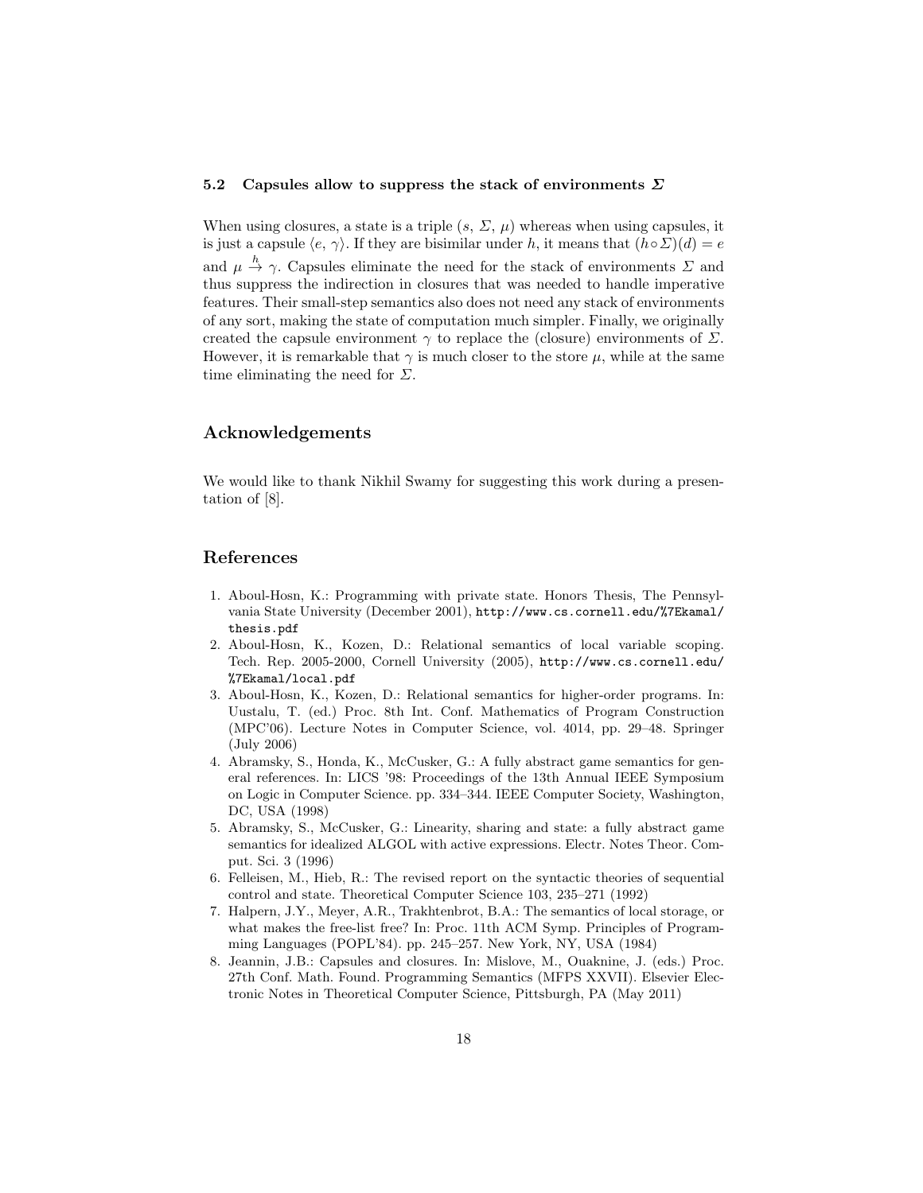### 5.2 Capsules allow to suppress the stack of environments $\Sigma$

When using closures, a state is a triple $(s,\ \Sigma,\ \mu)$ whereas when using capsules, it is just a capsule $\langle e,\ \gamma\rangle$. If they are bisimilar under $h$, it means that $(h \circ \Sigma)(d) = e$ and $\mu \xrightarrow{h} \gamma$. Capsules eliminate the need for the stack of environments $\Sigma$ and thus suppress the indirection in closures that was needed to handle imperative features. Their small-step semantics also does not need any stack of environments of any sort, making the state of computation much simpler. Finally, we originally created the capsule environment $\gamma$ to replace the (closure) environments of $\Sigma$. However, it is remarkable that $\gamma$ is much closer to the store $\mu$, while at the same time eliminating the need for $\Sigma$.

## Acknowledgements

We would like to thank Nikhil Swamy for suggesting this work during a presentation of [8].

## References

1. Aboul-Hosn, K.: Programming with private state. Honors Thesis, The Pennsylvania State University (December 2001), `http://www.cs.cornell.edu/%7Ekamal/thesis.pdf`
2. Aboul-Hosn, K., Kozen, D.: Relational semantics of local variable scoping. Tech. Rep. 2005-2000, Cornell University (2005), `http://www.cs.cornell.edu/%7Ekamal/local.pdf`
3. Aboul-Hosn, K., Kozen, D.: Relational semantics for higher-order programs. In: Uustalu, T. (ed.) Proc. 8th Int. Conf. Mathematics of Program Construction (MPC'06). Lecture Notes in Computer Science, vol. 4014, pp. 29–48. Springer (July 2006)
4. Abramsky, S., Honda, K., McCusker, G.: A fully abstract game semantics for general references. In: LICS '98: Proceedings of the 13th Annual IEEE Symposium on Logic in Computer Science. pp. 334–344. IEEE Computer Society, Washington, DC, USA (1998)
5. Abramsky, S., McCusker, G.: Linearity, sharing and state: a fully abstract game semantics for idealized ALGOL with active expressions. Electr. Notes Theor. Comput. Sci. 3 (1996)
6. Felleisen, M., Hieb, R.: The revised report on the syntactic theories of sequential control and state. Theoretical Computer Science 103, 235–271 (1992)
7. Halpern, J.Y., Meyer, A.R., Trakhtenbrot, B.A.: The semantics of local storage, or what makes the free-list free? In: Proc. 11th ACM Symp. Principles of Programming Languages (POPL'84). pp. 245–257. New York, NY, USA (1984)
8. Jeannin, J.B.: Capsules and closures. In: Mislove, M., Ouaknine, J. (eds.) Proc. 27th Conf. Math. Found. Programming Semantics (MFPS XXVII). Elsevier Electronic Notes in Theoretical Computer Science, Pittsburgh, PA (May 2011)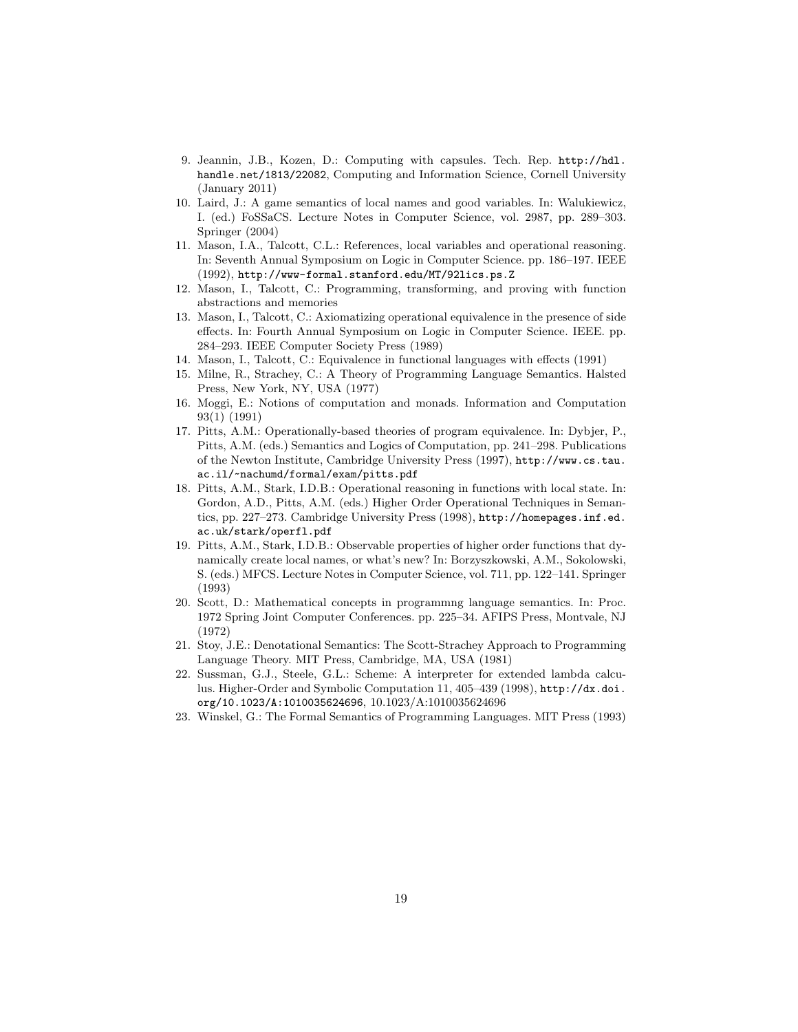9. Jeannin, J.B., Kozen, D.: Computing with capsules. Tech. Rep. http://hdl.handle.net/1813/22082, Computing and Information Science, Cornell University (January 2011)
10. Laird, J.: A game semantics of local names and good variables. In: Walukiewicz, I. (ed.) FoSSaCS. Lecture Notes in Computer Science, vol. 2987, pp. 289–303. Springer (2004)
11. Mason, I.A., Talcott, C.L.: References, local variables and operational reasoning. In: Seventh Annual Symposium on Logic in Computer Science. pp. 186–197. IEEE (1992), http://www-formal.stanford.edu/MT/92lics.ps.Z
12. Mason, I., Talcott, C.: Programming, transforming, and proving with function abstractions and memories
13. Mason, I., Talcott, C.: Axiomatizing operational equivalence in the presence of side effects. In: Fourth Annual Symposium on Logic in Computer Science. IEEE. pp. 284–293. IEEE Computer Society Press (1989)
14. Mason, I., Talcott, C.: Equivalence in functional languages with effects (1991)
15. Milne, R., Strachey, C.: A Theory of Programming Language Semantics. Halsted Press, New York, NY, USA (1977)
16. Moggi, E.: Notions of computation and monads. Information and Computation 93(1) (1991)
17. Pitts, A.M.: Operationally-based theories of program equivalence. In: Dybjer, P., Pitts, A.M. (eds.) Semantics and Logics of Computation, pp. 241–298. Publications of the Newton Institute, Cambridge University Press (1997), http://www.cs.tau.ac.il/~nachumd/formal/exam/pitts.pdf
18. Pitts, A.M., Stark, I.D.B.: Operational reasoning in functions with local state. In: Gordon, A.D., Pitts, A.M. (eds.) Higher Order Operational Techniques in Semantics, pp. 227–273. Cambridge University Press (1998), http://homepages.inf.ed.ac.uk/stark/operfl.pdf
19. Pitts, A.M., Stark, I.D.B.: Observable properties of higher order functions that dynamically create local names, or what's new? In: Borzyszkowski, A.M., Sokolowski, S. (eds.) MFCS. Lecture Notes in Computer Science, vol. 711, pp. 122–141. Springer (1993)
20. Scott, D.: Mathematical concepts in programmng language semantics. In: Proc. 1972 Spring Joint Computer Conferences. pp. 225–34. AFIPS Press, Montvale, NJ (1972)
21. Stoy, J.E.: Denotational Semantics: The Scott-Strachey Approach to Programming Language Theory. MIT Press, Cambridge, MA, USA (1981)
22. Sussman, G.J., Steele, G.L.: Scheme: A interpreter for extended lambda calculus. Higher-Order and Symbolic Computation 11, 405–439 (1998), http://dx.doi.org/10.1023/A:1010035624696, 10.1023/A:1010035624696
23. Winskel, G.: The Formal Semantics of Programming Languages. MIT Press (1993)